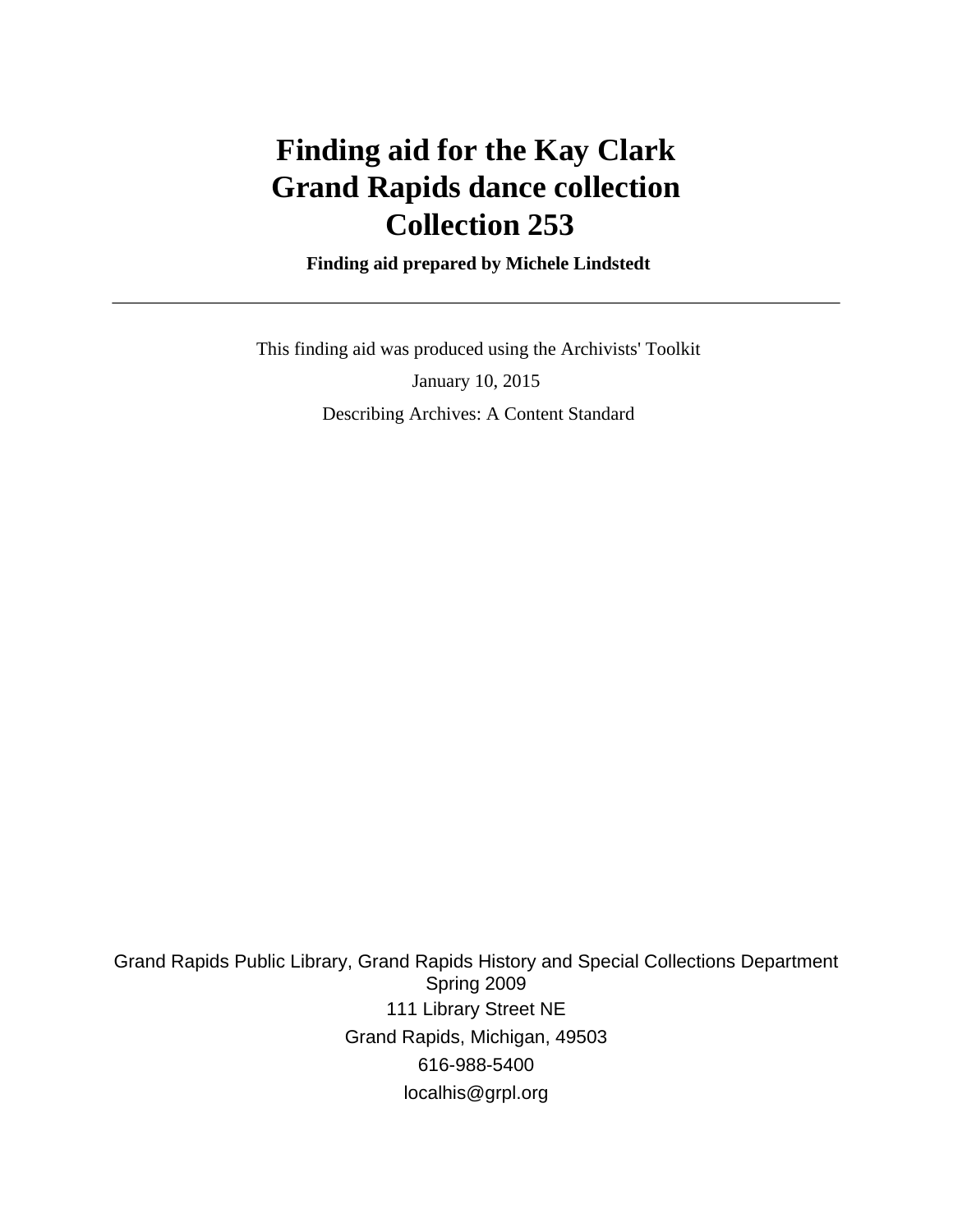# Finding aid for the Kay Clark Grand Rapids dance collection Collection 253

**Finding aid prepared by Michele Lindstedt**

---

This finding aid was produced using the Archivists' Toolkit

January 10, 2015

Describing Archives: A Content Standard

Grand Rapids Public Library, Grand Rapids History and Special Collections Department
Spring 2009
111 Library Street NE
Grand Rapids, Michigan, 49503
616-988-5400
localhis@grpl.org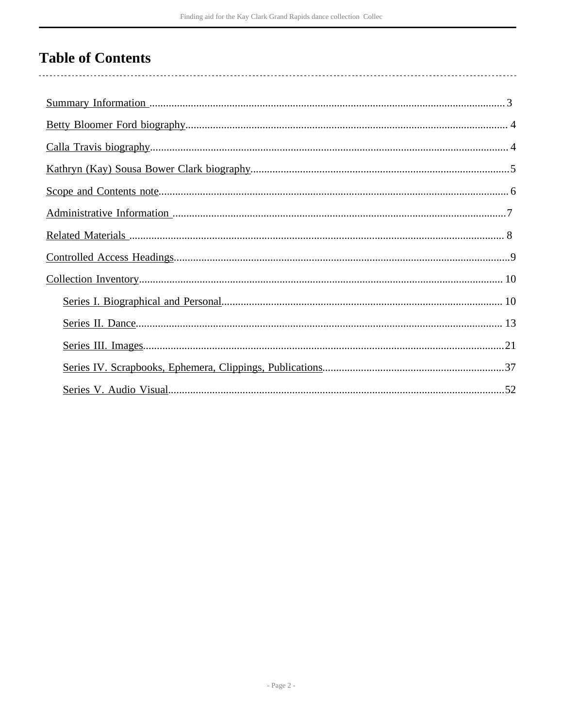# Table of Contents

- Summary Information .......... 3
- Betty Bloomer Ford biography .......... 4
- Calla Travis biography .......... 4
- Kathryn (Kay) Sousa Bower Clark biography .......... 5
- Scope and Contents note .......... 6
- Administrative Information .......... 7
- Related Materials .......... 8
- Controlled Access Headings .......... 9
- Collection Inventory .......... 10
    - Series I. Biographical and Personal .......... 10
    - Series II. Dance .......... 13
    - Series III. Images .......... 21
    - Series IV. Scrapbooks, Ephemera, Clippings, Publications .......... 37
    - Series V. Audio Visual .......... 52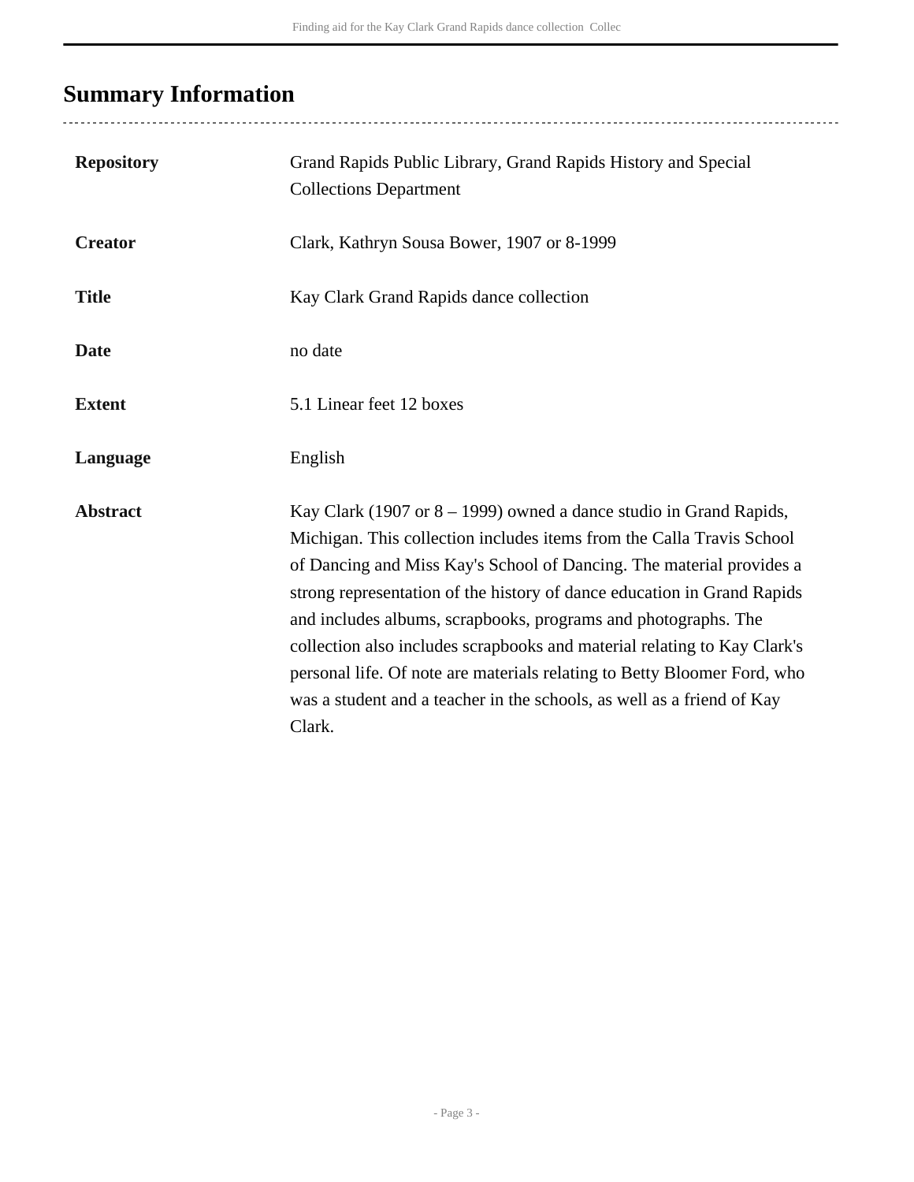## Summary Information

| | |
|---|---|
| **Repository** | Grand Rapids Public Library, Grand Rapids History and Special Collections Department |
| **Creator** | Clark, Kathryn Sousa Bower, 1907 or 8-1999 |
| **Title** | Kay Clark Grand Rapids dance collection |
| **Date** | no date |
| **Extent** | 5.1 Linear feet 12 boxes |
| **Language** | English |
| **Abstract** | Kay Clark (1907 or 8 – 1999) owned a dance studio in Grand Rapids, Michigan. This collection includes items from the Calla Travis School of Dancing and Miss Kay's School of Dancing. The material provides a strong representation of the history of dance education in Grand Rapids and includes albums, scrapbooks, programs and photographs. The collection also includes scrapbooks and material relating to Kay Clark's personal life. Of note are materials relating to Betty Bloomer Ford, who was a student and a teacher in the schools, as well as a friend of Kay Clark. |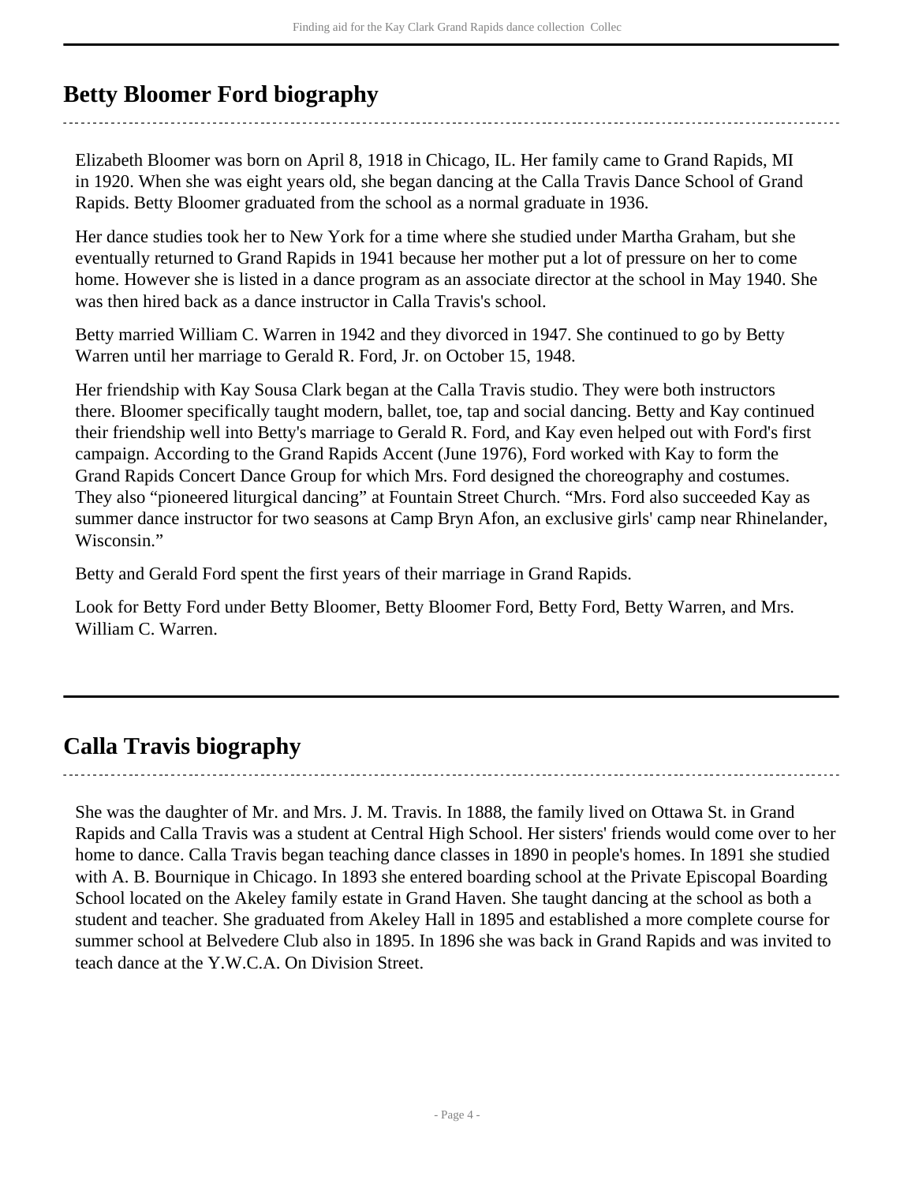## Betty Bloomer Ford biography

Elizabeth Bloomer was born on April 8, 1918 in Chicago, IL. Her family came to Grand Rapids, MI in 1920. When she was eight years old, she began dancing at the Calla Travis Dance School of Grand Rapids. Betty Bloomer graduated from the school as a normal graduate in 1936.

Her dance studies took her to New York for a time where she studied under Martha Graham, but she eventually returned to Grand Rapids in 1941 because her mother put a lot of pressure on her to come home. However she is listed in a dance program as an associate director at the school in May 1940. She was then hired back as a dance instructor in Calla Travis's school.

Betty married William C. Warren in 1942 and they divorced in 1947. She continued to go by Betty Warren until her marriage to Gerald R. Ford, Jr. on October 15, 1948.

Her friendship with Kay Sousa Clark began at the Calla Travis studio. They were both instructors there. Bloomer specifically taught modern, ballet, toe, tap and social dancing. Betty and Kay continued their friendship well into Betty's marriage to Gerald R. Ford, and Kay even helped out with Ford's first campaign. According to the Grand Rapids Accent (June 1976), Ford worked with Kay to form the Grand Rapids Concert Dance Group for which Mrs. Ford designed the choreography and costumes. They also "pioneered liturgical dancing" at Fountain Street Church. "Mrs. Ford also succeeded Kay as summer dance instructor for two seasons at Camp Bryn Afon, an exclusive girls' camp near Rhinelander, Wisconsin."

Betty and Gerald Ford spent the first years of their marriage in Grand Rapids.

Look for Betty Ford under Betty Bloomer, Betty Bloomer Ford, Betty Ford, Betty Warren, and Mrs. William C. Warren.

## Calla Travis biography

She was the daughter of Mr. and Mrs. J. M. Travis. In 1888, the family lived on Ottawa St. in Grand Rapids and Calla Travis was a student at Central High School. Her sisters' friends would come over to her home to dance. Calla Travis began teaching dance classes in 1890 in people's homes. In 1891 she studied with A. B. Bournique in Chicago. In 1893 she entered boarding school at the Private Episcopal Boarding School located on the Akeley family estate in Grand Haven. She taught dancing at the school as both a student and teacher. She graduated from Akeley Hall in 1895 and established a more complete course for summer school at Belvedere Club also in 1895. In 1896 she was back in Grand Rapids and was invited to teach dance at the Y.W.C.A. On Division Street.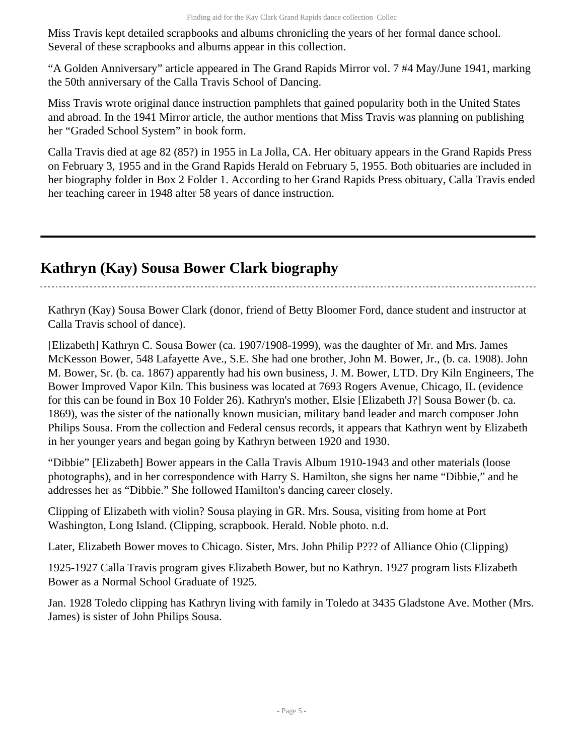Miss Travis kept detailed scrapbooks and albums chronicling the years of her formal dance school. Several of these scrapbooks and albums appear in this collection.

“A Golden Anniversary” article appeared in The Grand Rapids Mirror vol. 7 #4 May/June 1941, marking the 50th anniversary of the Calla Travis School of Dancing.

Miss Travis wrote original dance instruction pamphlets that gained popularity both in the United States and abroad. In the 1941 Mirror article, the author mentions that Miss Travis was planning on publishing her “Graded School System” in book form.

Calla Travis died at age 82 (85?) in 1955 in La Jolla, CA. Her obituary appears in the Grand Rapids Press on February 3, 1955 and in the Grand Rapids Herald on February 5, 1955. Both obituaries are included in her biography folder in Box 2 Folder 1. According to her Grand Rapids Press obituary, Calla Travis ended her teaching career in 1948 after 58 years of dance instruction.

## Kathryn (Kay) Sousa Bower Clark biography

Kathryn (Kay) Sousa Bower Clark (donor, friend of Betty Bloomer Ford, dance student and instructor at Calla Travis school of dance).

[Elizabeth] Kathryn C. Sousa Bower (ca. 1907/1908-1999), was the daughter of Mr. and Mrs. James McKesson Bower, 548 Lafayette Ave., S.E. She had one brother, John M. Bower, Jr., (b. ca. 1908). John M. Bower, Sr. (b. ca. 1867) apparently had his own business, J. M. Bower, LTD. Dry Kiln Engineers, The Bower Improved Vapor Kiln. This business was located at 7693 Rogers Avenue, Chicago, IL (evidence for this can be found in Box 10 Folder 26). Kathryn's mother, Elsie [Elizabeth J?] Sousa Bower (b. ca. 1869), was the sister of the nationally known musician, military band leader and march composer John Philips Sousa. From the collection and Federal census records, it appears that Kathryn went by Elizabeth in her younger years and began going by Kathryn between 1920 and 1930.

“Dibbie” [Elizabeth] Bower appears in the Calla Travis Album 1910-1943 and other materials (loose photographs), and in her correspondence with Harry S. Hamilton, she signs her name “Dibbie,” and he addresses her as “Dibbie.” She followed Hamilton's dancing career closely.

Clipping of Elizabeth with violin? Sousa playing in GR. Mrs. Sousa, visiting from home at Port Washington, Long Island. (Clipping, scrapbook. Herald. Noble photo. n.d.

Later, Elizabeth Bower moves to Chicago. Sister, Mrs. John Philip P??? of Alliance Ohio (Clipping)

1925-1927 Calla Travis program gives Elizabeth Bower, but no Kathryn. 1927 program lists Elizabeth Bower as a Normal School Graduate of 1925.

Jan. 1928 Toledo clipping has Kathryn living with family in Toledo at 3435 Gladstone Ave. Mother (Mrs. James) is sister of John Philips Sousa.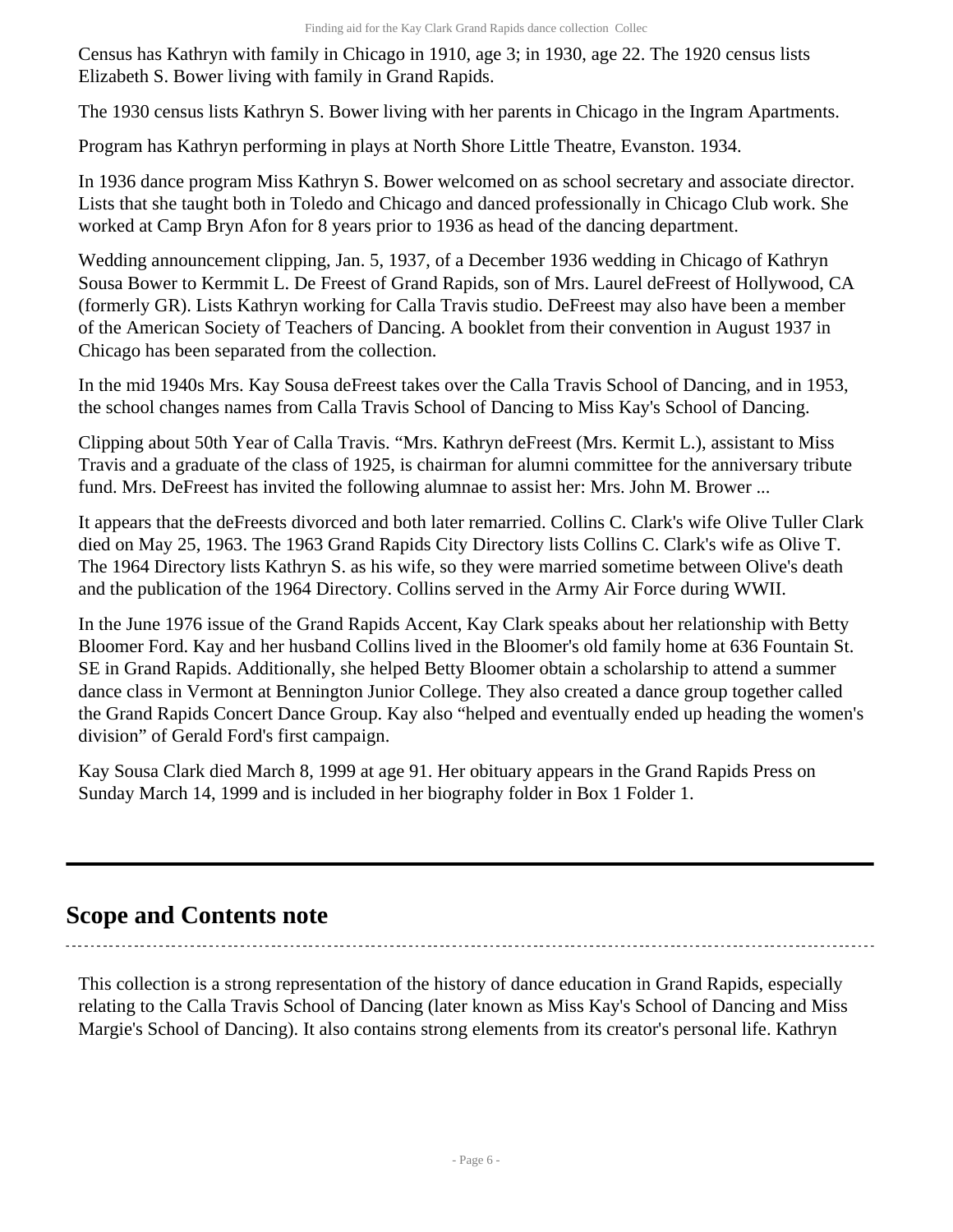Census has Kathryn with family in Chicago in 1910, age 3; in 1930, age 22. The 1920 census lists Elizabeth S. Bower living with family in Grand Rapids.

The 1930 census lists Kathryn S. Bower living with her parents in Chicago in the Ingram Apartments.

Program has Kathryn performing in plays at North Shore Little Theatre, Evanston. 1934.

In 1936 dance program Miss Kathryn S. Bower welcomed on as school secretary and associate director. Lists that she taught both in Toledo and Chicago and danced professionally in Chicago Club work. She worked at Camp Bryn Afon for 8 years prior to 1936 as head of the dancing department.

Wedding announcement clipping, Jan. 5, 1937, of a December 1936 wedding in Chicago of Kathryn Sousa Bower to Kermmit L. De Freest of Grand Rapids, son of Mrs. Laurel deFreest of Hollywood, CA (formerly GR). Lists Kathryn working for Calla Travis studio. DeFreest may also have been a member of the American Society of Teachers of Dancing. A booklet from their convention in August 1937 in Chicago has been separated from the collection.

In the mid 1940s Mrs. Kay Sousa deFreest takes over the Calla Travis School of Dancing, and in 1953, the school changes names from Calla Travis School of Dancing to Miss Kay's School of Dancing.

Clipping about 50th Year of Calla Travis. “Mrs. Kathryn deFreest (Mrs. Kermit L.), assistant to Miss Travis and a graduate of the class of 1925, is chairman for alumni committee for the anniversary tribute fund. Mrs. DeFreest has invited the following alumnae to assist her: Mrs. John M. Brower ...

It appears that the deFreests divorced and both later remarried. Collins C. Clark's wife Olive Tuller Clark died on May 25, 1963. The 1963 Grand Rapids City Directory lists Collins C. Clark's wife as Olive T. The 1964 Directory lists Kathryn S. as his wife, so they were married sometime between Olive's death and the publication of the 1964 Directory. Collins served in the Army Air Force during WWII.

In the June 1976 issue of the Grand Rapids Accent, Kay Clark speaks about her relationship with Betty Bloomer Ford. Kay and her husband Collins lived in the Bloomer's old family home at 636 Fountain St. SE in Grand Rapids. Additionally, she helped Betty Bloomer obtain a scholarship to attend a summer dance class in Vermont at Bennington Junior College. They also created a dance group together called the Grand Rapids Concert Dance Group. Kay also “helped and eventually ended up heading the women's division” of Gerald Ford's first campaign.

Kay Sousa Clark died March 8, 1999 at age 91. Her obituary appears in the Grand Rapids Press on Sunday March 14, 1999 and is included in her biography folder in Box 1 Folder 1.

## Scope and Contents note

This collection is a strong representation of the history of dance education in Grand Rapids, especially relating to the Calla Travis School of Dancing (later known as Miss Kay's School of Dancing and Miss Margie's School of Dancing). It also contains strong elements from its creator's personal life. Kathryn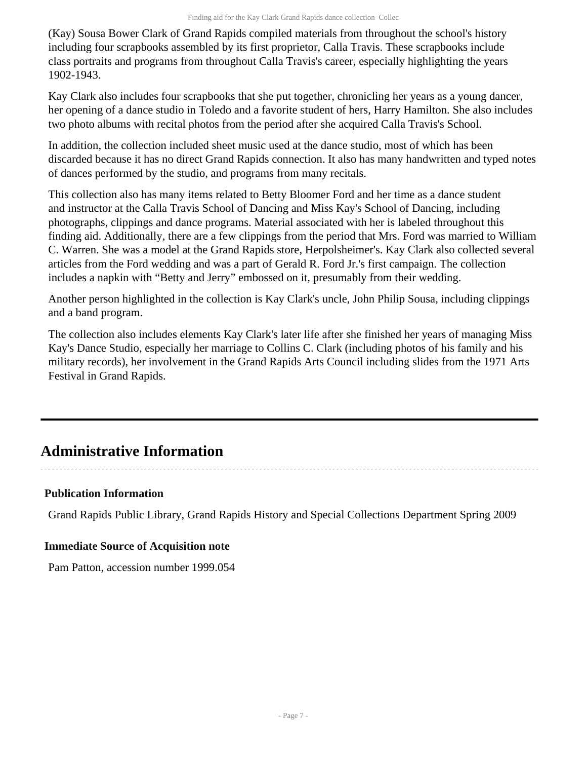(Kay) Sousa Bower Clark of Grand Rapids compiled materials from throughout the school's history including four scrapbooks assembled by its first proprietor, Calla Travis. These scrapbooks include class portraits and programs from throughout Calla Travis's career, especially highlighting the years 1902-1943.

Kay Clark also includes four scrapbooks that she put together, chronicling her years as a young dancer, her opening of a dance studio in Toledo and a favorite student of hers, Harry Hamilton. She also includes two photo albums with recital photos from the period after she acquired Calla Travis's School.

In addition, the collection included sheet music used at the dance studio, most of which has been discarded because it has no direct Grand Rapids connection. It also has many handwritten and typed notes of dances performed by the studio, and programs from many recitals.

This collection also has many items related to Betty Bloomer Ford and her time as a dance student and instructor at the Calla Travis School of Dancing and Miss Kay's School of Dancing, including photographs, clippings and dance programs. Material associated with her is labeled throughout this finding aid. Additionally, there are a few clippings from the period that Mrs. Ford was married to William C. Warren. She was a model at the Grand Rapids store, Herpolsheimer's. Kay Clark also collected several articles from the Ford wedding and was a part of Gerald R. Ford Jr.'s first campaign. The collection includes a napkin with “Betty and Jerry” embossed on it, presumably from their wedding.

Another person highlighted in the collection is Kay Clark's uncle, John Philip Sousa, including clippings and a band program.

The collection also includes elements Kay Clark's later life after she finished her years of managing Miss Kay's Dance Studio, especially her marriage to Collins C. Clark (including photos of his family and his military records), her involvement in the Grand Rapids Arts Council including slides from the 1971 Arts Festival in Grand Rapids.

## Administrative Information

### Publication Information

Grand Rapids Public Library, Grand Rapids History and Special Collections Department Spring 2009

### Immediate Source of Acquisition note

Pam Patton, accession number 1999.054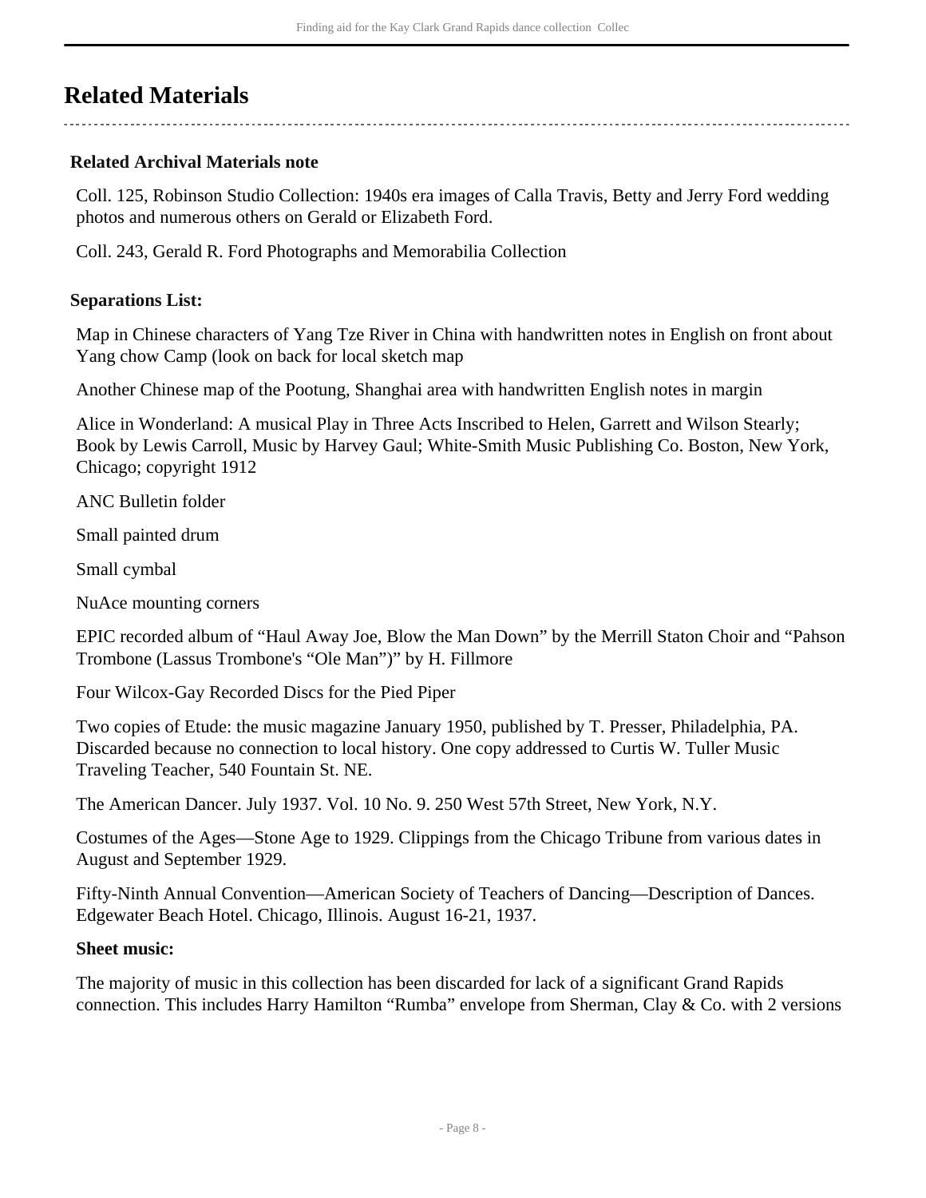## Related Materials

### Related Archival Materials note

Coll. 125, Robinson Studio Collection: 1940s era images of Calla Travis, Betty and Jerry Ford wedding photos and numerous others on Gerald or Elizabeth Ford.

Coll. 243, Gerald R. Ford Photographs and Memorabilia Collection

### Separations List:

Map in Chinese characters of Yang Tze River in China with handwritten notes in English on front about Yang chow Camp (look on back for local sketch map

Another Chinese map of the Pootung, Shanghai area with handwritten English notes in margin

Alice in Wonderland: A musical Play in Three Acts Inscribed to Helen, Garrett and Wilson Stearly; Book by Lewis Carroll, Music by Harvey Gaul; White-Smith Music Publishing Co. Boston, New York, Chicago; copyright 1912

ANC Bulletin folder

Small painted drum

Small cymbal

NuAce mounting corners

EPIC recorded album of “Haul Away Joe, Blow the Man Down” by the Merrill Staton Choir and “Pahson Trombone (Lassus Trombone's “Ole Man”)” by H. Fillmore

Four Wilcox-Gay Recorded Discs for the Pied Piper

Two copies of Etude: the music magazine January 1950, published by T. Presser, Philadelphia, PA. Discarded because no connection to local history. One copy addressed to Curtis W. Tuller Music Traveling Teacher, 540 Fountain St. NE.

The American Dancer. July 1937. Vol. 10 No. 9. 250 West 57th Street, New York, N.Y.

Costumes of the Ages—Stone Age to 1929. Clippings from the Chicago Tribune from various dates in August and September 1929.

Fifty-Ninth Annual Convention—American Society of Teachers of Dancing—Description of Dances. Edgewater Beach Hotel. Chicago, Illinois. August 16-21, 1937.

**Sheet music:**

The majority of music in this collection has been discarded for lack of a significant Grand Rapids connection. This includes Harry Hamilton “Rumba” envelope from Sherman, Clay & Co. with 2 versions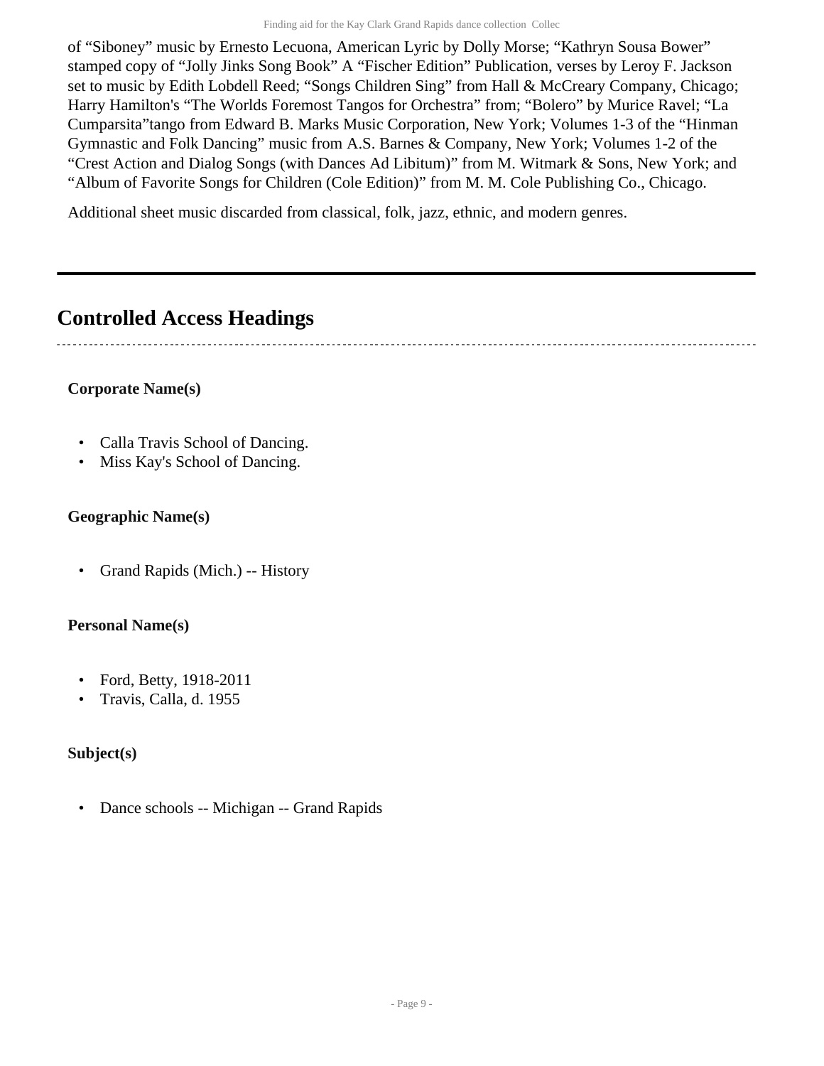of “Siboney” music by Ernesto Lecuona, American Lyric by Dolly Morse; “Kathryn Sousa Bower” stamped copy of “Jolly Jinks Song Book” A “Fischer Edition” Publication, verses by Leroy F. Jackson set to music by Edith Lobdell Reed; “Songs Children Sing” from Hall & McCreary Company, Chicago; Harry Hamilton's “The Worlds Foremost Tangos for Orchestra” from; “Bolero” by Murice Ravel; “La Cumparsita”tango from Edward B. Marks Music Corporation, New York; Volumes 1-3 of the “Hinman Gymnastic and Folk Dancing” music from A.S. Barnes & Company, New York; Volumes 1-2 of the “Crest Action and Dialog Songs (with Dances Ad Libitum)” from M. Witmark & Sons, New York; and “Album of Favorite Songs for Children (Cole Edition)” from M. M. Cole Publishing Co., Chicago.

Additional sheet music discarded from classical, folk, jazz, ethnic, and modern genres.

## Controlled Access Headings

### Corporate Name(s)

- Calla Travis School of Dancing.
- Miss Kay's School of Dancing.

### Geographic Name(s)

- Grand Rapids (Mich.) -- History

### Personal Name(s)

- Ford, Betty, 1918-2011
- Travis, Calla, d. 1955

### Subject(s)

- Dance schools -- Michigan -- Grand Rapids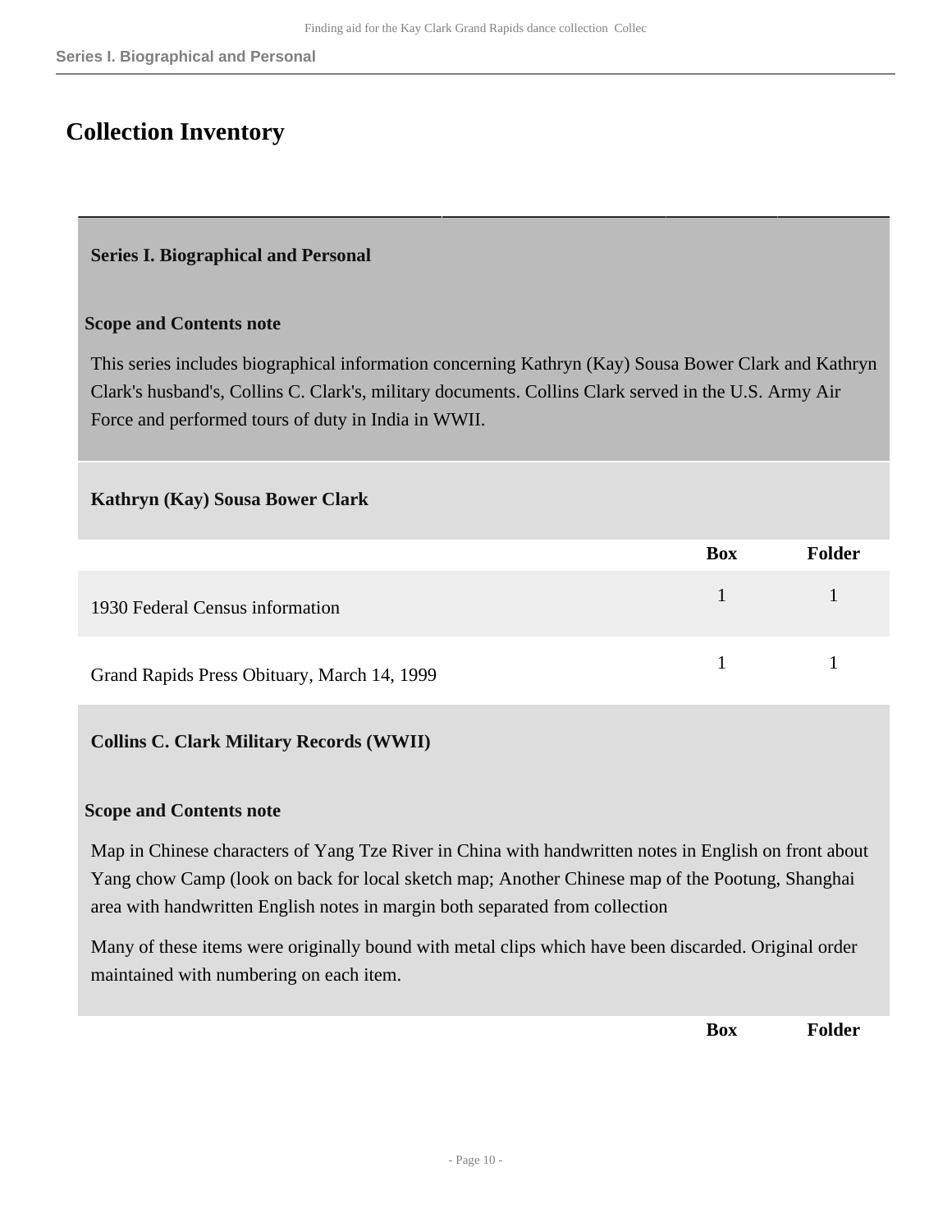## Collection Inventory

### Series I. Biographical and Personal

**Scope and Contents note**

This series includes biographical information concerning Kathryn (Kay) Sousa Bower Clark and Kathryn Clark's husband's, Collins C. Clark's, military documents. Collins Clark served in the U.S. Army Air Force and performed tours of duty in India in WWII.

#### Kathryn (Kay) Sousa Bower Clark

| | Box | Folder |
|---|---|---|
| 1930 Federal Census information | 1 | 1 |
| Grand Rapids Press Obituary, March 14, 1999 | 1 | 1 |

#### Collins C. Clark Military Records (WWII)

**Scope and Contents note**

Map in Chinese characters of Yang Tze River in China with handwritten notes in English on front about Yang chow Camp (look on back for local sketch map; Another Chinese map of the Pootung, Shanghai area with handwritten English notes in margin both separated from collection

Many of these items were originally bound with metal clips which have been discarded. Original order maintained with numbering on each item.

| | Box | Folder |
|---|---|---|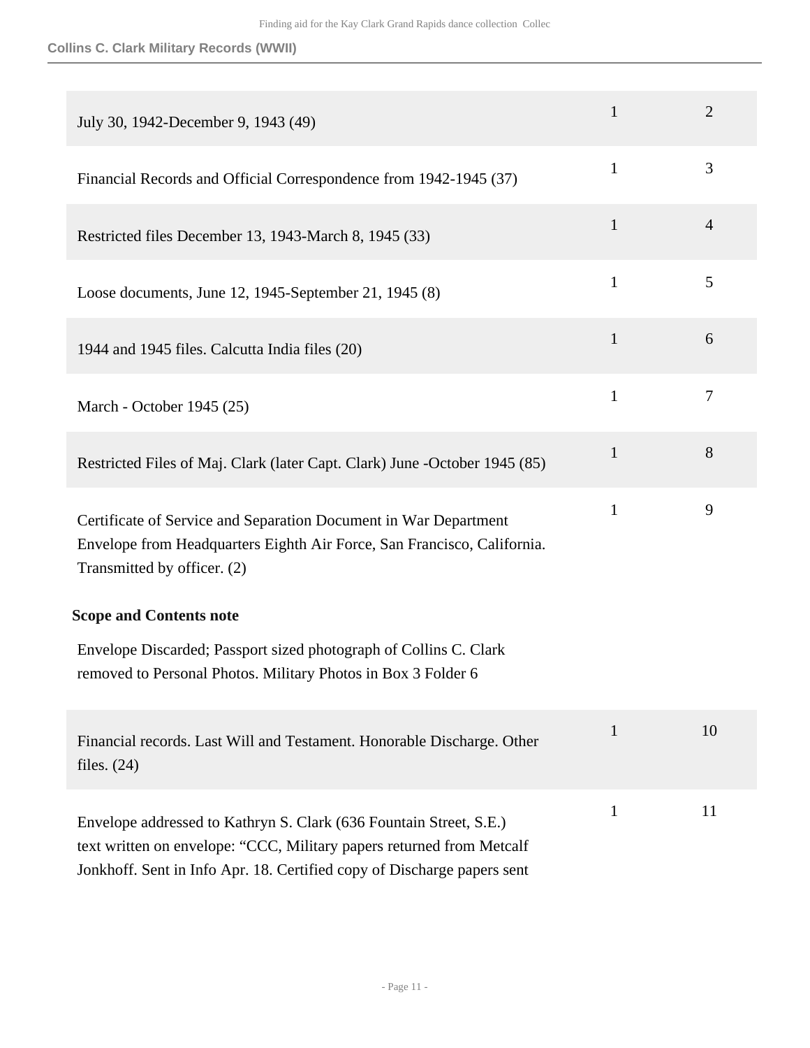## Collins C. Clark Military Records (WWII)

| | | |
|---|---|---|
| July 30, 1942-December 9, 1943 (49) | 1 | 2 |
| Financial Records and Official Correspondence from 1942-1945 (37) | 1 | 3 |
| Restricted files December 13, 1943-March 8, 1945 (33) | 1 | 4 |
| Loose documents, June 12, 1945-September 21, 1945 (8) | 1 | 5 |
| 1944 and 1945 files. Calcutta India files (20) | 1 | 6 |
| March - October 1945 (25) | 1 | 7 |
| Restricted Files of Maj. Clark (later Capt. Clark) June -October 1945 (85) | 1 | 8 |
| Certificate of Service and Separation Document in War Department Envelope from Headquarters Eighth Air Force, San Francisco, California. Transmitted by officer. (2) | 1 | 9 |

**Scope and Contents note**

Envelope Discarded; Passport sized photograph of Collins C. Clark removed to Personal Photos. Military Photos in Box 3 Folder 6

| | | |
|---|---|---|
| Financial records. Last Will and Testament. Honorable Discharge. Other files. (24) | 1 | 10 |
| Envelope addressed to Kathryn S. Clark (636 Fountain Street, S.E.) text written on envelope: “CCC, Military papers returned from Metcalf Jonkhoff. Sent in Info Apr. 18. Certified copy of Discharge papers sent | 1 | 11 |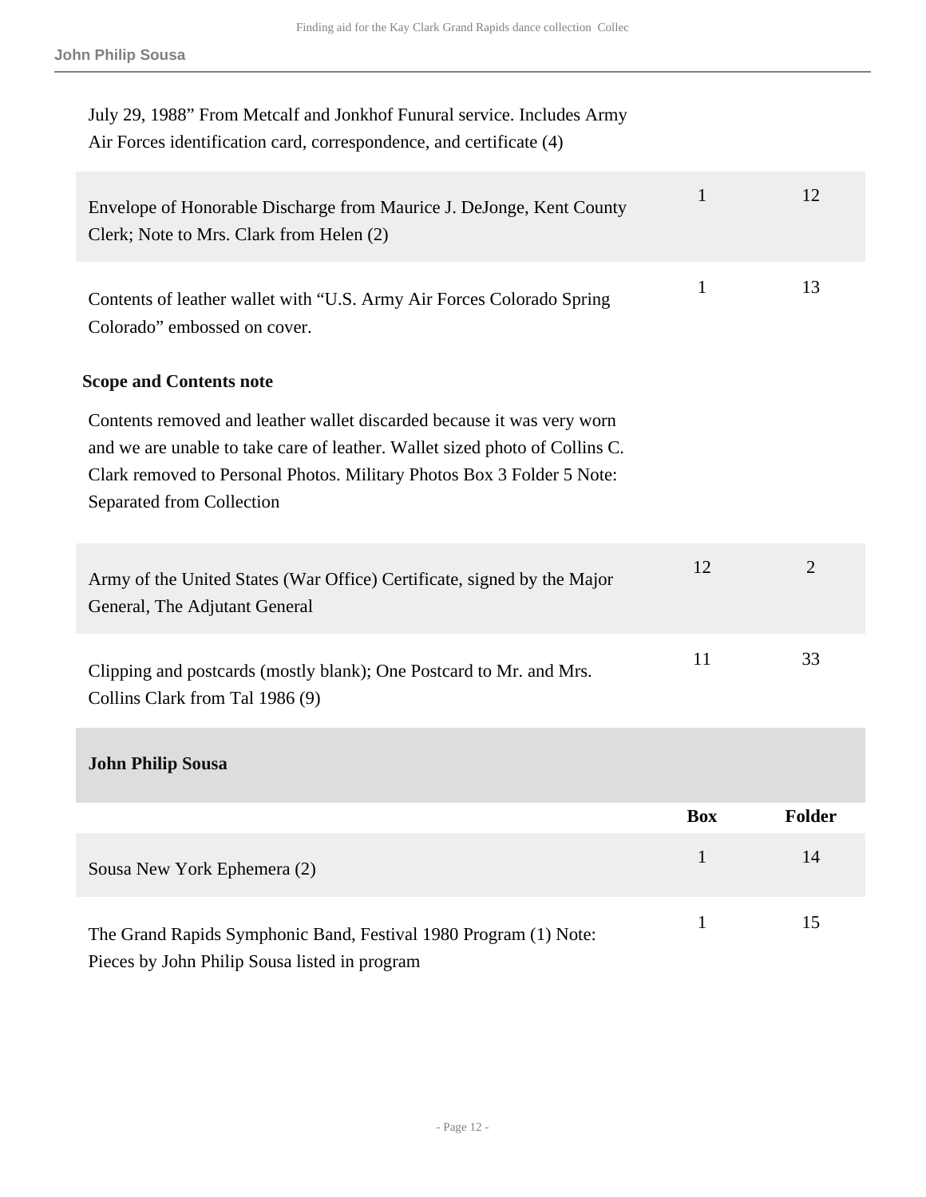July 29, 1988" From Metcalf and Jonkhof Funural service. Includes Army Air Forces identification card, correspondence, and certificate (4)

| | | |
|---|---|---|
| Envelope of Honorable Discharge from Maurice J. DeJonge, Kent County Clerk; Note to Mrs. Clark from Helen (2) | 1 | 12 |
| Contents of leather wallet with "U.S. Army Air Forces Colorado Spring Colorado" embossed on cover. | 1 | 13 |

**Scope and Contents note**

Contents removed and leather wallet discarded because it was very worn and we are unable to take care of leather. Wallet sized photo of Collins C. Clark removed to Personal Photos. Military Photos Box 3 Folder 5 Note: Separated from Collection

| | | |
|---|---|---|
| Army of the United States (War Office) Certificate, signed by the Major General, The Adjutant General | 12 | 2 |
| Clipping and postcards (mostly blank); One Postcard to Mr. and Mrs. Collins Clark from Tal 1986 (9) | 11 | 33 |

### John Philip Sousa

| | Box | Folder |
|---|---|---|
| Sousa New York Ephemera (2) | 1 | 14 |
| The Grand Rapids Symphonic Band, Festival 1980 Program (1) Note: Pieces by John Philip Sousa listed in program | 1 | 15 |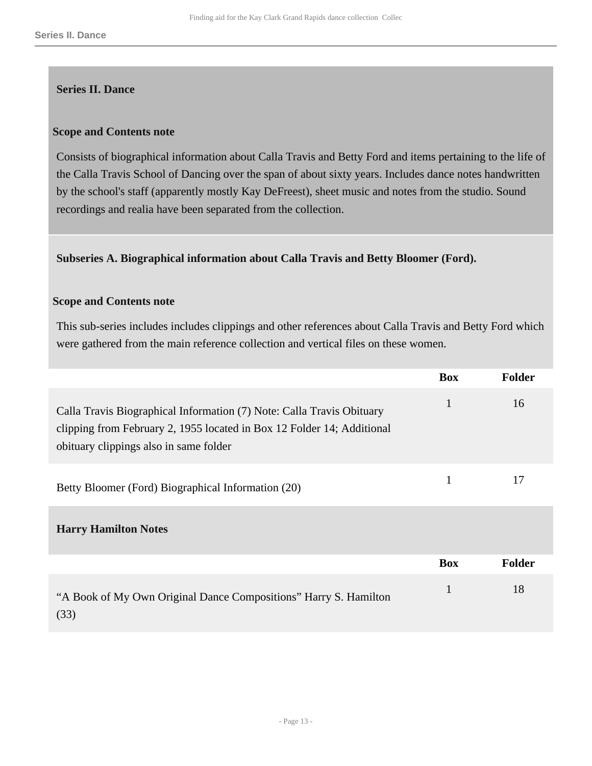## Series II. Dance

### Scope and Contents note

Consists of biographical information about Calla Travis and Betty Ford and items pertaining to the life of the Calla Travis School of Dancing over the span of about sixty years. Includes dance notes handwritten by the school's staff (apparently mostly Kay DeFreest), sheet music and notes from the studio. Sound recordings and realia have been separated from the collection.

### Subseries A. Biographical information about Calla Travis and Betty Bloomer (Ford).

#### Scope and Contents note

This sub-series includes includes clippings and other references about Calla Travis and Betty Ford which were gathered from the main reference collection and vertical files on these women.

| | Box | Folder |
|---|---|---|
| Calla Travis Biographical Information (7) Note: Calla Travis Obituary clipping from February 2, 1955 located in Box 12 Folder 14; Additional obituary clippings also in same folder | 1 | 16 |
| Betty Bloomer (Ford) Biographical Information (20) | 1 | 17 |

### Harry Hamilton Notes

| | Box | Folder |
|---|---|---|
| "A Book of My Own Original Dance Compositions" Harry S. Hamilton (33) | 1 | 18 |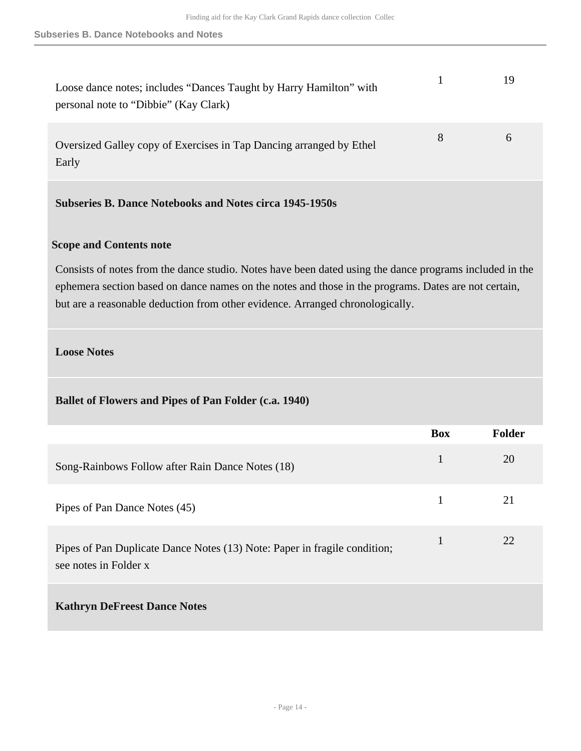| | Box | Folder |
|---|---|---|
| Loose dance notes; includes “Dances Taught by Harry Hamilton” with personal note to “Dibbie” (Kay Clark) | 1 | 19 |
| Oversized Galley copy of Exercises in Tap Dancing arranged by Ethel Early | 8 | 6 |

**Subseries B. Dance Notebooks and Notes circa 1945-1950s**

**Scope and Contents note**

Consists of notes from the dance studio. Notes have been dated using the dance programs included in the ephemera section based on dance names on the notes and those in the programs. Dates are not certain, but are a reasonable deduction from other evidence. Arranged chronologically.

**Loose Notes**

**Ballet of Flowers and Pipes of Pan Folder (c.a. 1940)**

| | Box | Folder |
|---|---|---|
| Song-Rainbows Follow after Rain Dance Notes (18) | 1 | 20 |
| Pipes of Pan Dance Notes (45) | 1 | 21 |
| Pipes of Pan Duplicate Dance Notes (13) Note: Paper in fragile condition; see notes in Folder x | 1 | 22 |

**Kathryn DeFreest Dance Notes**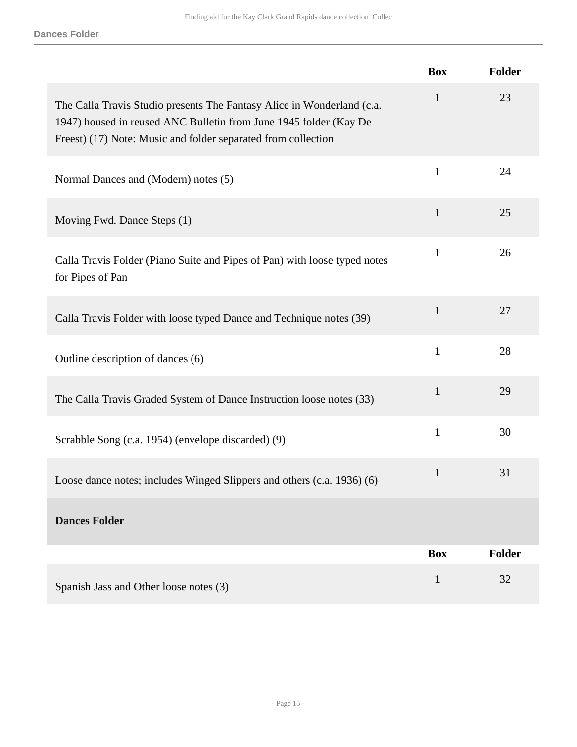| | Box | Folder |
|---|---|---|
| The Calla Travis Studio presents The Fantasy Alice in Wonderland (c.a. 1947) housed in reused ANC Bulletin from June 1945 folder (Kay De Freest) (17) Note: Music and folder separated from collection | 1 | 23 |
| Normal Dances and (Modern) notes (5) | 1 | 24 |
| Moving Fwd. Dance Steps (1) | 1 | 25 |
| Calla Travis Folder (Piano Suite and Pipes of Pan) with loose typed notes for Pipes of Pan | 1 | 26 |
| Calla Travis Folder with loose typed Dance and Technique notes (39) | 1 | 27 |
| Outline description of dances (6) | 1 | 28 |
| The Calla Travis Graded System of Dance Instruction loose notes (33) | 1 | 29 |
| Scrabble Song (c.a. 1954) (envelope discarded) (9) | 1 | 30 |
| Loose dance notes; includes Winged Slippers and others (c.a. 1936) (6) | 1 | 31 |

**Dances Folder**

| | Box | Folder |
|---|---|---|
| Spanish Jass and Other loose notes (3) | 1 | 32 |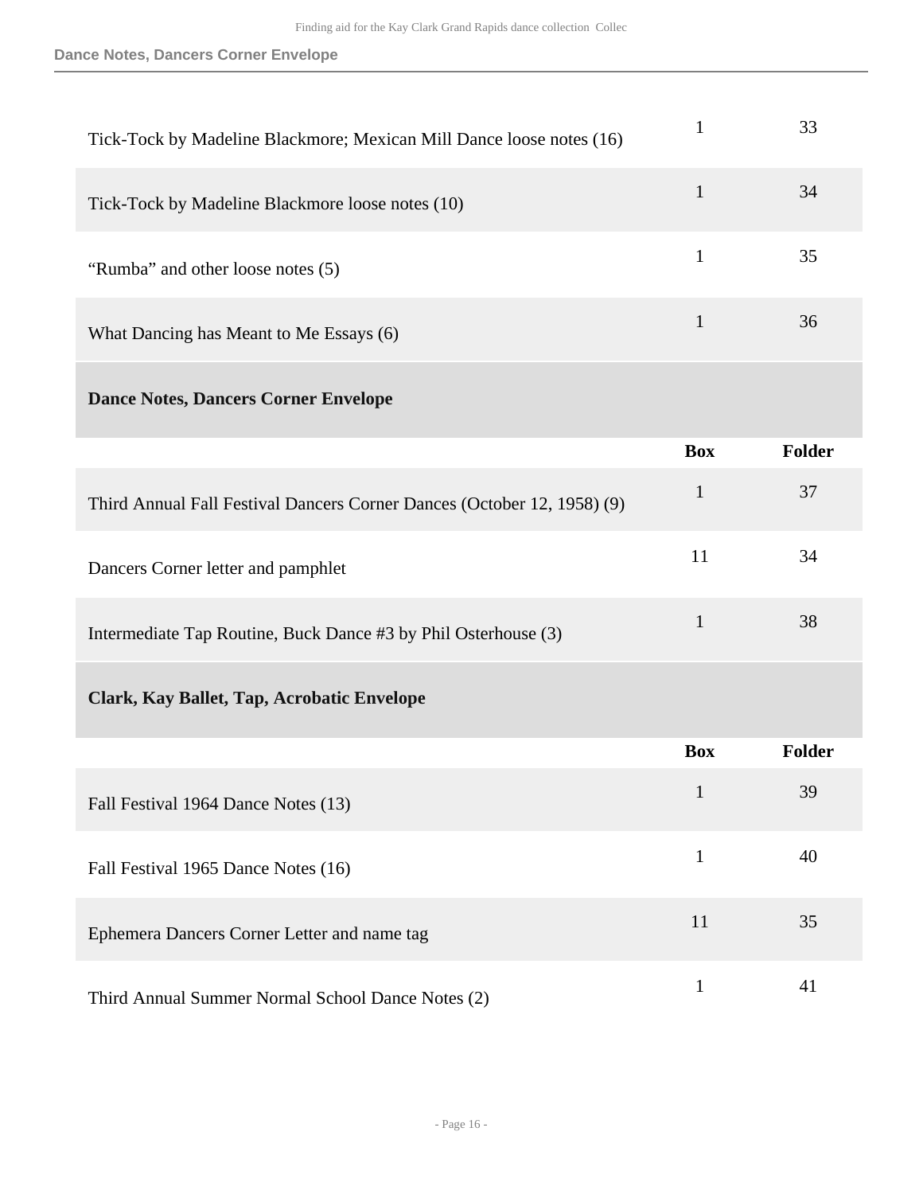| | Box | Folder |
|---|---|---|
| Tick-Tock by Madeline Blackmore; Mexican Mill Dance loose notes (16) | 1 | 33 |
| Tick-Tock by Madeline Blackmore loose notes (10) | 1 | 34 |
| “Rumba” and other loose notes (5) | 1 | 35 |
| What Dancing has Meant to Me Essays (6) | 1 | 36 |

### Dance Notes, Dancers Corner Envelope

| | Box | Folder |
|---|---|---|
| Third Annual Fall Festival Dancers Corner Dances (October 12, 1958) (9) | 1 | 37 |
| Dancers Corner letter and pamphlet | 11 | 34 |
| Intermediate Tap Routine, Buck Dance #3 by Phil Osterhouse (3) | 1 | 38 |

### Clark, Kay Ballet, Tap, Acrobatic Envelope

| | Box | Folder |
|---|---|---|
| Fall Festival 1964 Dance Notes (13) | 1 | 39 |
| Fall Festival 1965 Dance Notes (16) | 1 | 40 |
| Ephemera Dancers Corner Letter and name tag | 11 | 35 |
| Third Annual Summer Normal School Dance Notes (2) | 1 | 41 |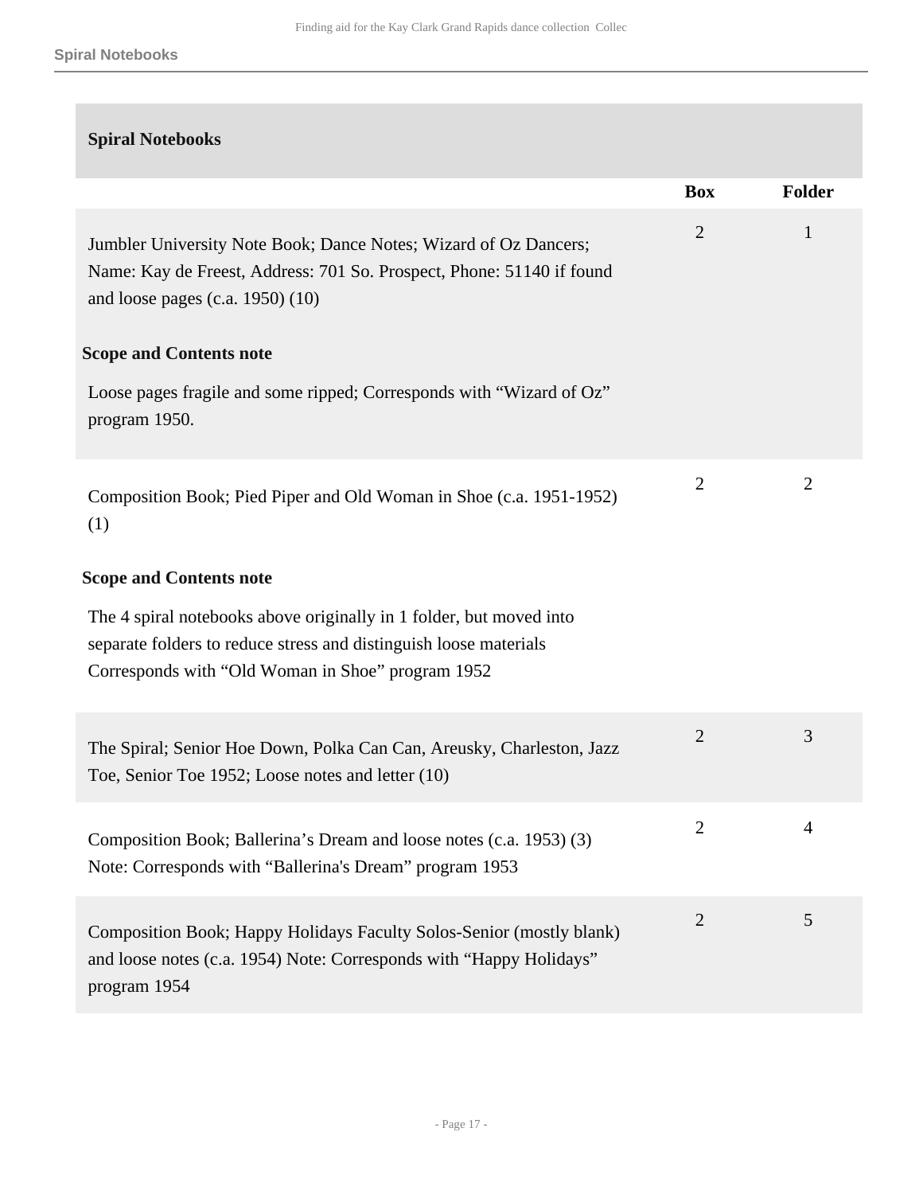## Spiral Notebooks

| | Box | Folder |
|---|---|---|
| Jumbler University Note Book; Dance Notes; Wizard of Oz Dancers; Name: Kay de Freest, Address: 701 So. Prospect, Phone: 51140 if found and loose pages (c.a. 1950) (10)<br><br>**Scope and Contents note**<br><br>Loose pages fragile and some ripped; Corresponds with "Wizard of Oz" program 1950. | 2 | 1 |
| Composition Book; Pied Piper and Old Woman in Shoe (c.a. 1951-1952) (1)<br><br>**Scope and Contents note**<br><br>The 4 spiral notebooks above originally in 1 folder, but moved into separate folders to reduce stress and distinguish loose materials Corresponds with "Old Woman in Shoe" program 1952 | 2 | 2 |
| The Spiral; Senior Hoe Down, Polka Can Can, Areusky, Charleston, Jazz Toe, Senior Toe 1952; Loose notes and letter (10) | 2 | 3 |
| Composition Book; Ballerina's Dream and loose notes (c.a. 1953) (3) Note: Corresponds with "Ballerina's Dream" program 1953 | 2 | 4 |
| Composition Book; Happy Holidays Faculty Solos-Senior (mostly blank) and loose notes (c.a. 1954) Note: Corresponds with "Happy Holidays" program 1954 | 2 | 5 |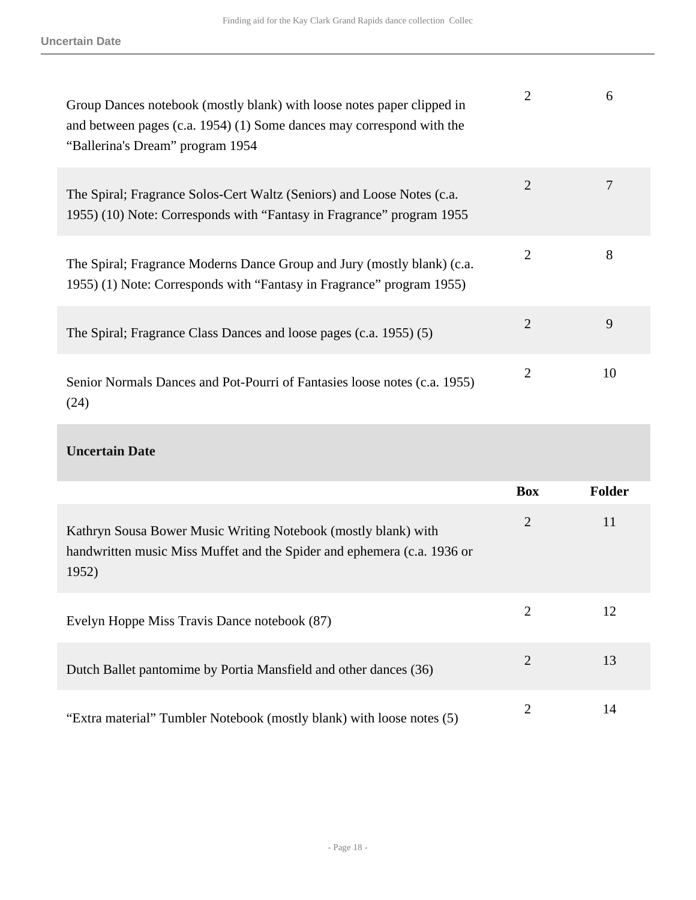| | | |
|---|---|---|
| Group Dances notebook (mostly blank) with loose notes paper clipped in and between pages (c.a. 1954) (1) Some dances may correspond with the “Ballerina's Dream” program 1954 | 2 | 6 |
| The Spiral; Fragrance Solos-Cert Waltz (Seniors) and Loose Notes (c.a. 1955) (10) Note: Corresponds with “Fantasy in Fragrance” program 1955 | 2 | 7 |
| The Spiral; Fragrance Moderns Dance Group and Jury (mostly blank) (c.a. 1955) (1) Note: Corresponds with “Fantasy in Fragrance” program 1955) | 2 | 8 |
| The Spiral; Fragrance Class Dances and loose pages (c.a. 1955) (5) | 2 | 9 |
| Senior Normals Dances and Pot-Pourri of Fantasies loose notes (c.a. 1955) (24) | 2 | 10 |

### Uncertain Date

| | Box | Folder |
|---|---|---|
| Kathryn Sousa Bower Music Writing Notebook (mostly blank) with handwritten music Miss Muffet and the Spider and ephemera (c.a. 1936 or 1952) | 2 | 11 |
| Evelyn Hoppe Miss Travis Dance notebook (87) | 2 | 12 |
| Dutch Ballet pantomime by Portia Mansfield and other dances (36) | 2 | 13 |
| “Extra material” Tumbler Notebook (mostly blank) with loose notes (5) | 2 | 14 |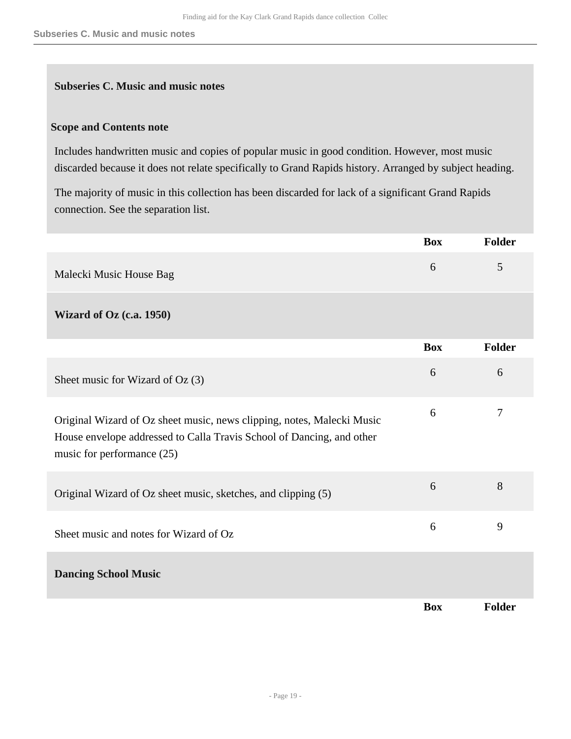## Subseries C. Music and music notes

### Scope and Contents note

Includes handwritten music and copies of popular music in good condition. However, most music discarded because it does not relate specifically to Grand Rapids history. Arranged by subject heading.

The majority of music in this collection has been discarded for lack of a significant Grand Rapids connection. See the separation list.

| | Box | Folder |
|---|---|---|
| Malecki Music House Bag | 6 | 5 |

### Wizard of Oz (c.a. 1950)

| | Box | Folder |
|---|---|---|
| Sheet music for Wizard of Oz (3) | 6 | 6 |
| Original Wizard of Oz sheet music, news clipping, notes, Malecki Music House envelope addressed to Calla Travis School of Dancing, and other music for performance (25) | 6 | 7 |
| Original Wizard of Oz sheet music, sketches, and clipping (5) | 6 | 8 |
| Sheet music and notes for Wizard of Oz | 6 | 9 |

### Dancing School Music

| | Box | Folder |
|---|---|---|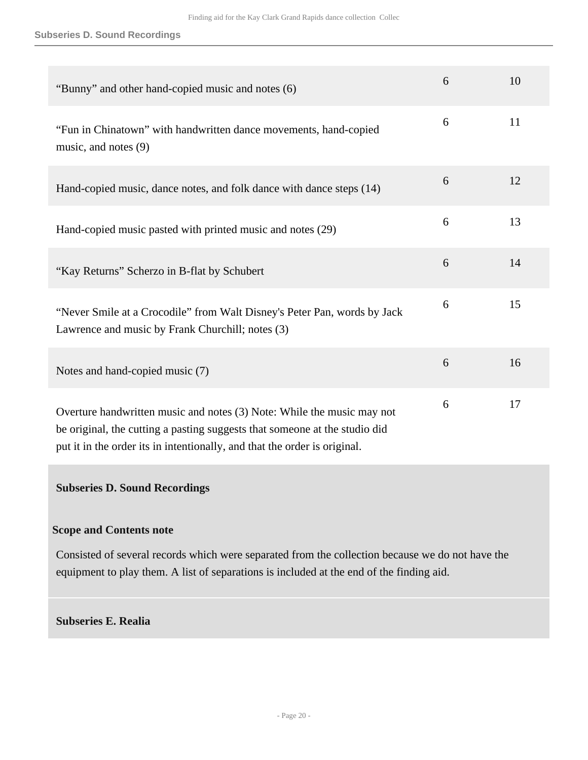| | | |
|---|---|---|
| "Bunny" and other hand-copied music and notes (6) | 6 | 10 |
| "Fun in Chinatown" with handwritten dance movements, hand-copied music, and notes (9) | 6 | 11 |
| Hand-copied music, dance notes, and folk dance with dance steps (14) | 6 | 12 |
| Hand-copied music pasted with printed music and notes (29) | 6 | 13 |
| "Kay Returns" Scherzo in B-flat by Schubert | 6 | 14 |
| "Never Smile at a Crocodile" from Walt Disney's Peter Pan, words by Jack Lawrence and music by Frank Churchill; notes (3) | 6 | 15 |
| Notes and hand-copied music (7) | 6 | 16 |
| Overture handwritten music and notes (3) Note: While the music may not be original, the cutting a pasting suggests that someone at the studio did put it in the order its in intentionally, and that the order is original. | 6 | 17 |

### Subseries D. Sound Recordings

**Scope and Contents note**

Consisted of several records which were separated from the collection because we do not have the equipment to play them. A list of separations is included at the end of the finding aid.

### Subseries E. Realia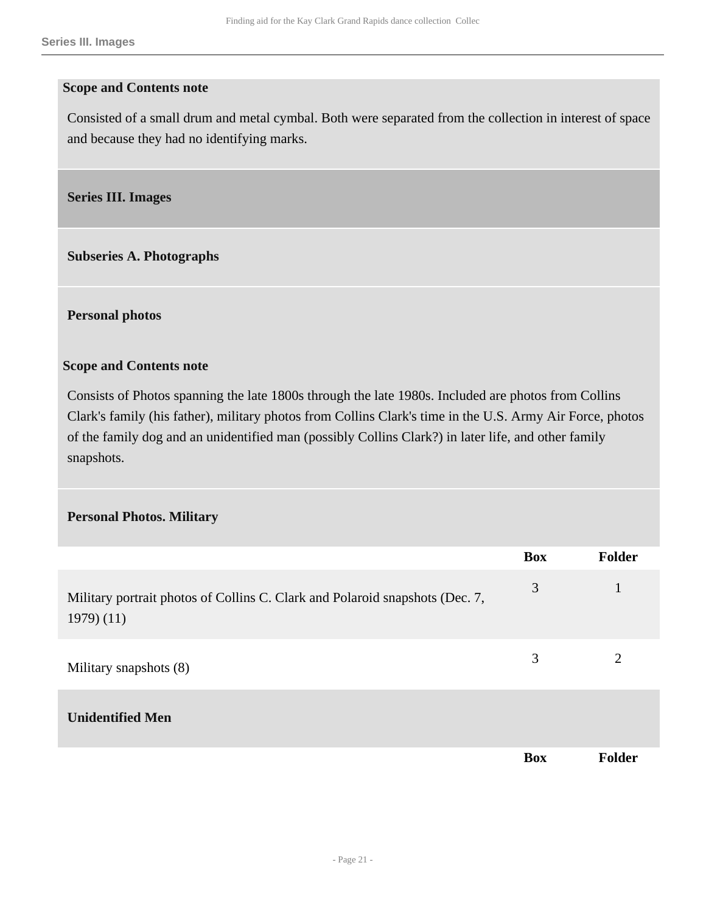**Scope and Contents note**

Consisted of a small drum and metal cymbal. Both were separated from the collection in interest of space and because they had no identifying marks.

## Series III. Images

### Subseries A. Photographs

#### Personal photos

**Scope and Contents note**

Consists of Photos spanning the late 1800s through the late 1980s. Included are photos from Collins Clark's family (his father), military photos from Collins Clark's time in the U.S. Army Air Force, photos of the family dog and an unidentified man (possibly Collins Clark?) in later life, and other family snapshots.

#### Personal Photos. Military

| | Box | Folder |
|---|---|---|
| Military portrait photos of Collins C. Clark and Polaroid snapshots (Dec. 7, 1979) (11) | 3 | 1 |
| Military snapshots (8) | 3 | 2 |

#### Unidentified Men

| | Box | Folder |
|---|---|---|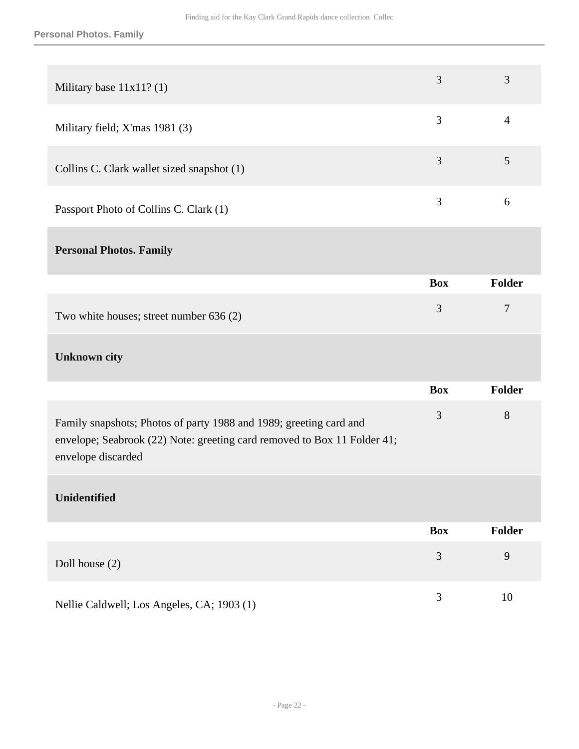| | Box | Folder |
| --- | --- | --- |
| Military base 11x11? (1) | 3 | 3 |
| Military field; X'mas 1981 (3) | 3 | 4 |
| Collins C. Clark wallet sized snapshot (1) | 3 | 5 |
| Passport Photo of Collins C. Clark (1) | 3 | 6 |

### Personal Photos. Family

| | Box | Folder |
| --- | --- | --- |
| Two white houses; street number 636 (2) | 3 | 7 |

### Unknown city

| | Box | Folder |
| --- | --- | --- |
| Family snapshots; Photos of party 1988 and 1989; greeting card and envelope; Seabrook (22) Note: greeting card removed to Box 11 Folder 41; envelope discarded | 3 | 8 |

### Unidentified

| | Box | Folder |
| --- | --- | --- |
| Doll house (2) | 3 | 9 |
| Nellie Caldwell; Los Angeles, CA; 1903 (1) | 3 | 10 |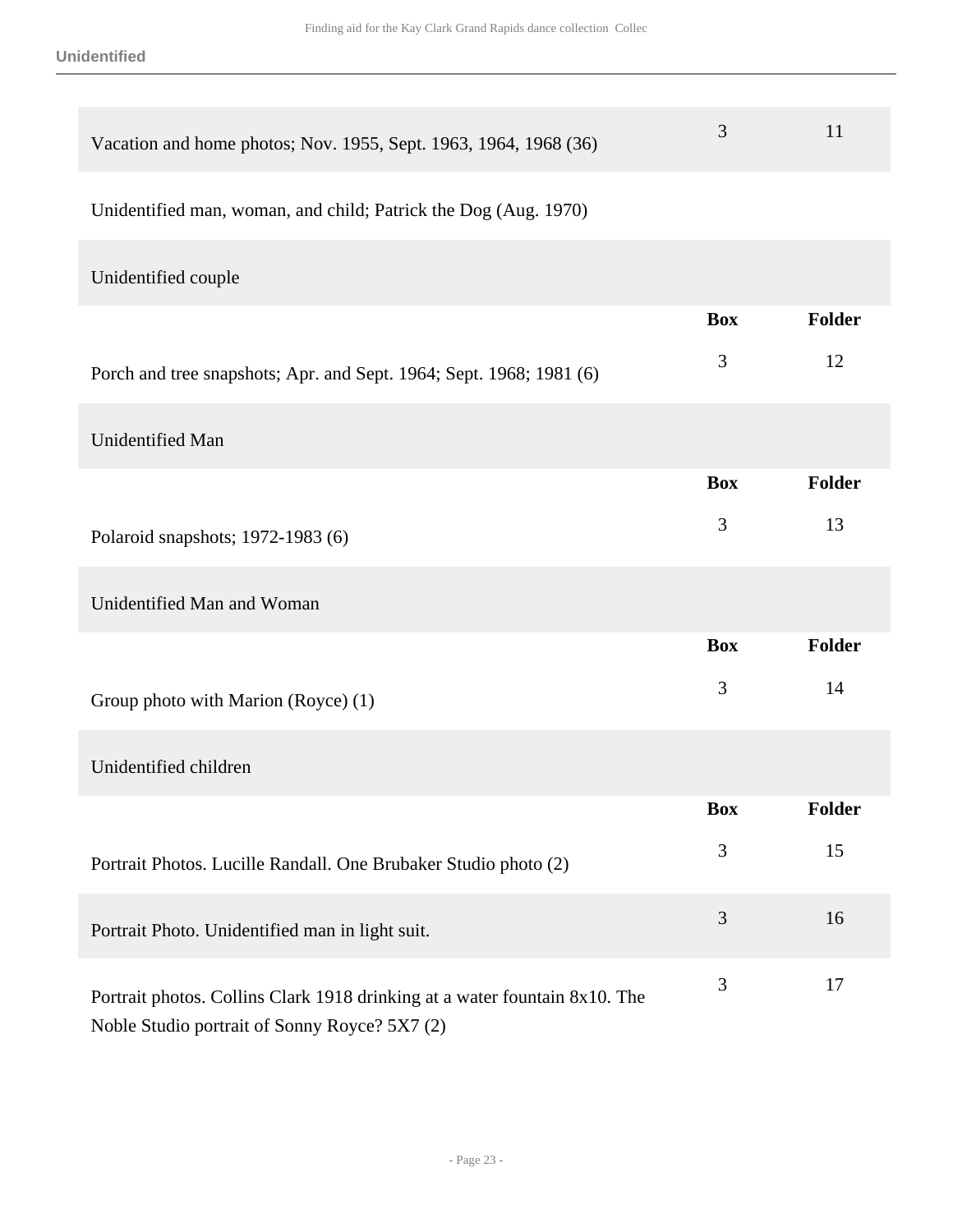| | Box | Folder |
|---|---|---|
| Vacation and home photos; Nov. 1955, Sept. 1963, 1964, 1968 (36) | 3 | 11 |

Unidentified man, woman, and child; Patrick the Dog (Aug. 1970)

### Unidentified couple

| | Box | Folder |
|---|---|---|
| Porch and tree snapshots; Apr. and Sept. 1964; Sept. 1968; 1981 (6) | 3 | 12 |

### Unidentified Man

| | Box | Folder |
|---|---|---|
| Polaroid snapshots; 1972-1983 (6) | 3 | 13 |

### Unidentified Man and Woman

| | Box | Folder |
|---|---|---|
| Group photo with Marion (Royce) (1) | 3 | 14 |

### Unidentified children

| | Box | Folder |
|---|---|---|
| Portrait Photos. Lucille Randall. One Brubaker Studio photo (2) | 3 | 15 |
| Portrait Photo. Unidentified man in light suit. | 3 | 16 |
| Portrait photos. Collins Clark 1918 drinking at a water fountain 8x10. The Noble Studio portrait of Sonny Royce? 5X7 (2) | 3 | 17 |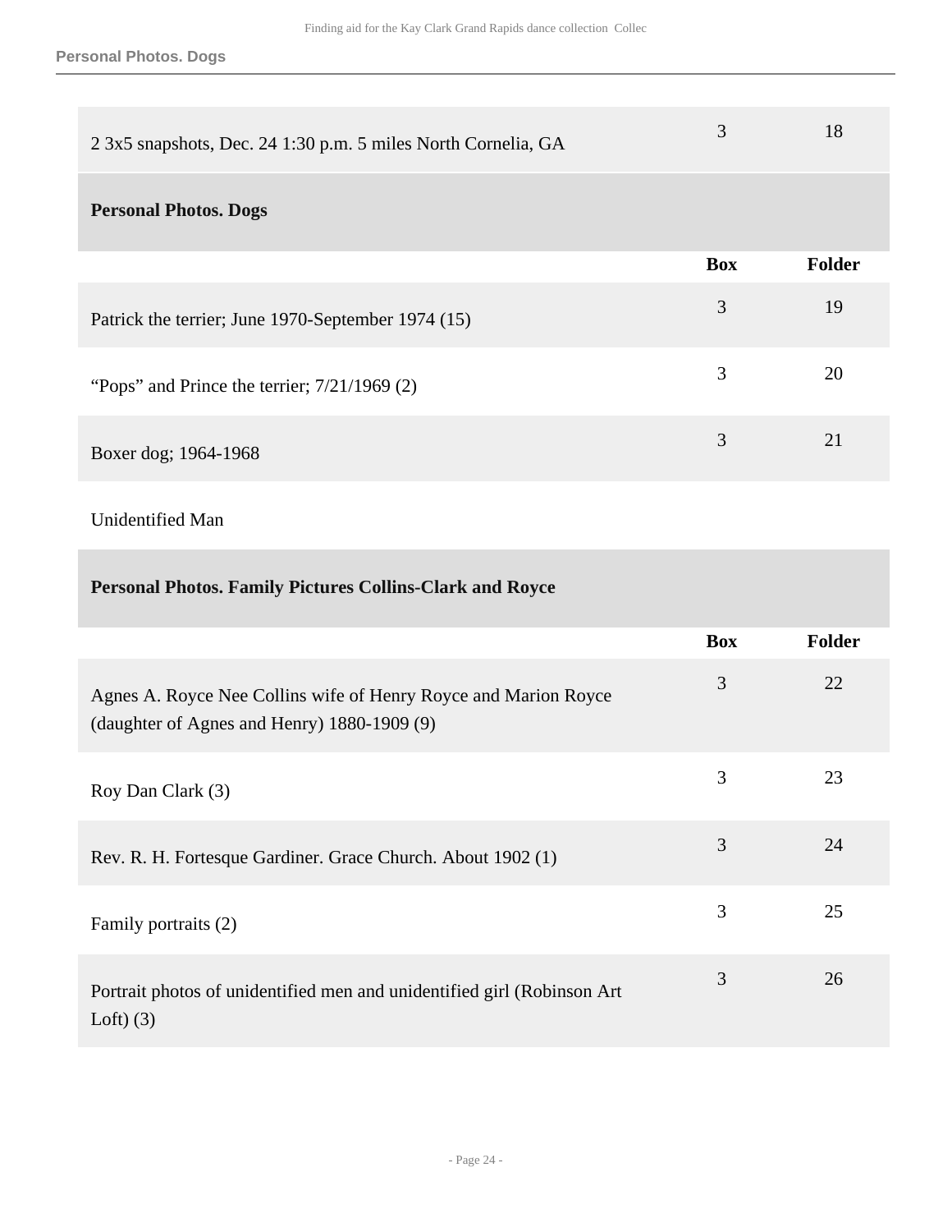| | Box | Folder |
|---|---|---|
| 2 3x5 snapshots, Dec. 24 1:30 p.m. 5 miles North Cornelia, GA | 3 | 18 |

### Personal Photos. Dogs

| | Box | Folder |
|---|---|---|
| Patrick the terrier; June 1970-September 1974 (15) | 3 | 19 |
| “Pops” and Prince the terrier; 7/21/1969 (2) | 3 | 20 |
| Boxer dog; 1964-1968 | 3 | 21 |

Unidentified Man

### Personal Photos. Family Pictures Collins-Clark and Royce

| | Box | Folder |
|---|---|---|
| Agnes A. Royce Nee Collins wife of Henry Royce and Marion Royce (daughter of Agnes and Henry) 1880-1909 (9) | 3 | 22 |
| Roy Dan Clark (3) | 3 | 23 |
| Rev. R. H. Fortesque Gardiner. Grace Church. About 1902 (1) | 3 | 24 |
| Family portraits (2) | 3 | 25 |
| Portrait photos of unidentified men and unidentified girl (Robinson Art Loft) (3) | 3 | 26 |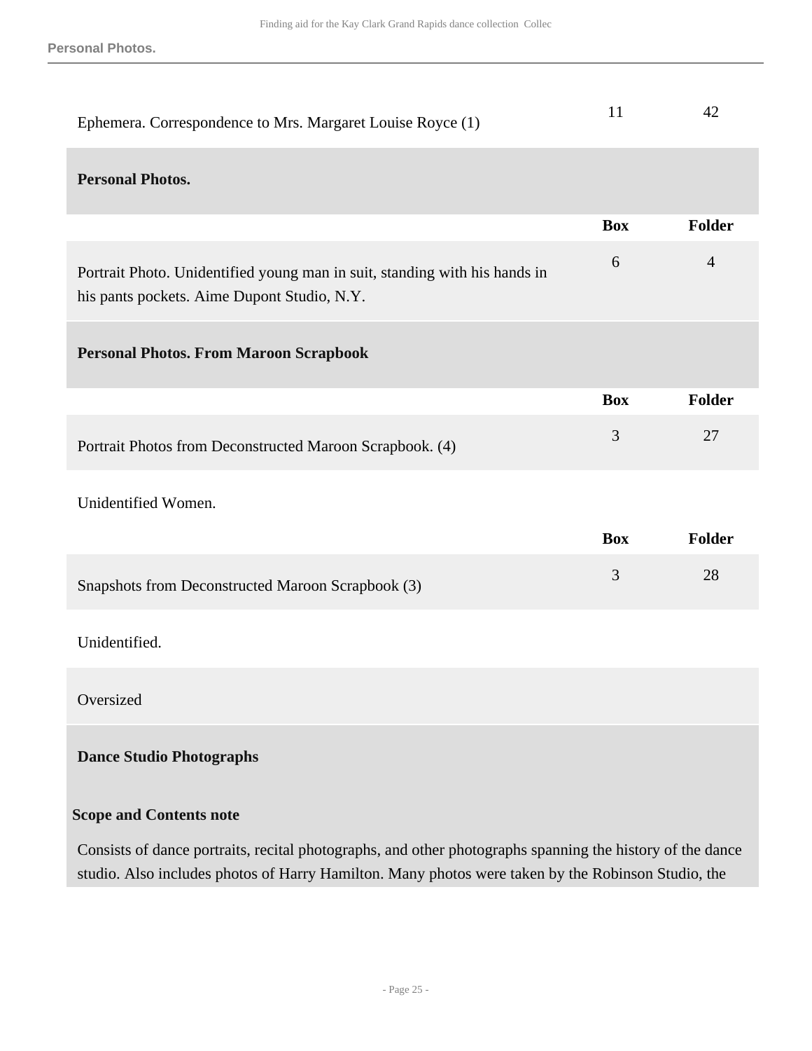| | Box | Folder |
|---|---|---|
| Ephemera. Correspondence to Mrs. Margaret Louise Royce (1) | 11 | 42 |

**Personal Photos.**

| | Box | Folder |
|---|---|---|
| Portrait Photo. Unidentified young man in suit, standing with his hands in his pants pockets. Aime Dupont Studio, N.Y. | 6 | 4 |

**Personal Photos. From Maroon Scrapbook**

| | Box | Folder |
|---|---|---|
| Portrait Photos from Deconstructed Maroon Scrapbook. (4) | 3 | 27 |

Unidentified Women.

| | Box | Folder |
|---|---|---|
| Snapshots from Deconstructed Maroon Scrapbook (3) | 3 | 28 |

Unidentified.

Oversized

**Dance Studio Photographs**

**Scope and Contents note**

Consists of dance portraits, recital photographs, and other photographs spanning the history of the dance studio. Also includes photos of Harry Hamilton. Many photos were taken by the Robinson Studio, the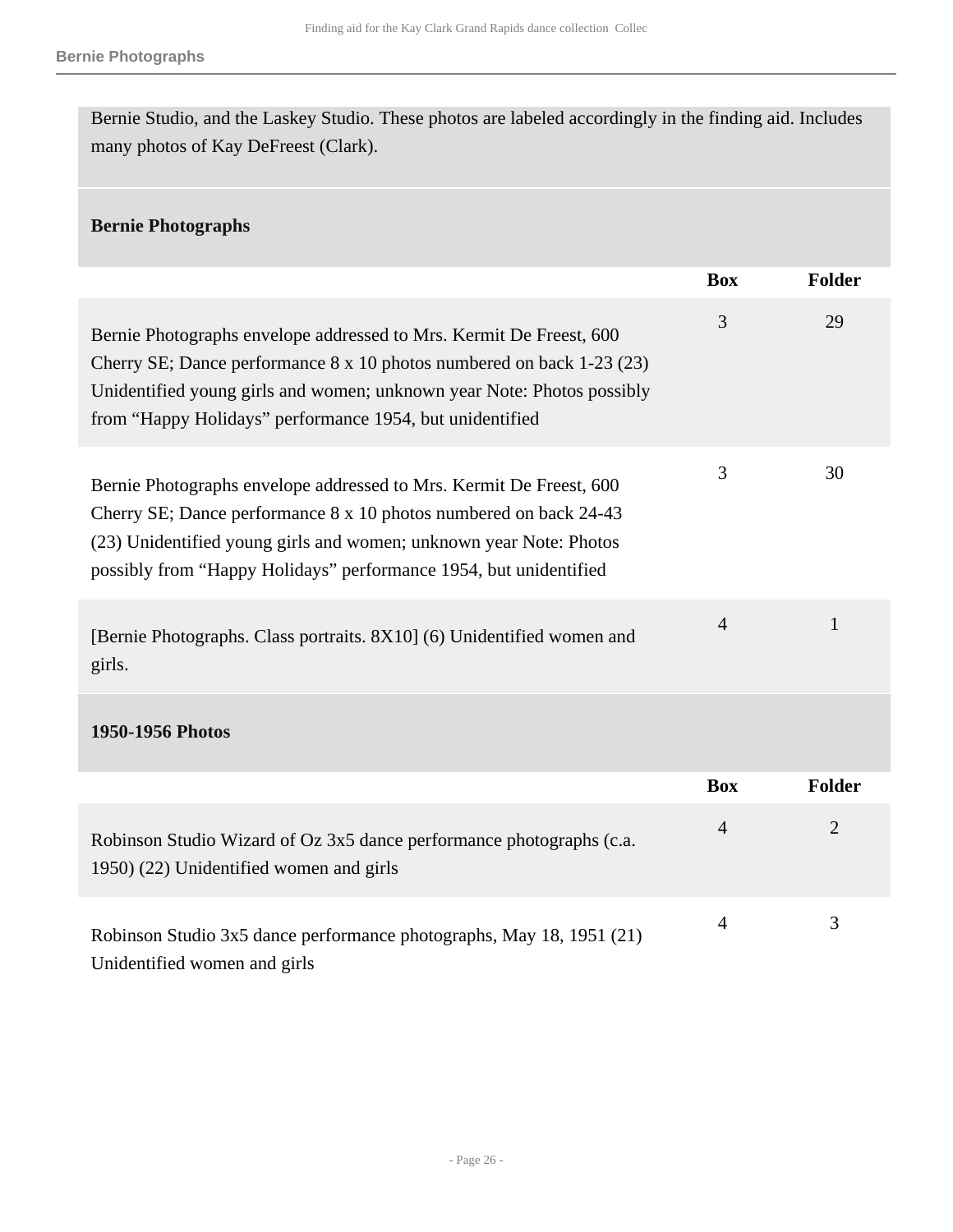Bernie Studio, and the Laskey Studio. These photos are labeled accordingly in the finding aid. Includes many photos of Kay DeFreest (Clark).

### Bernie Photographs

| | Box | Folder |
|---|---|---|
| Bernie Photographs envelope addressed to Mrs. Kermit De Freest, 600 Cherry SE; Dance performance 8 x 10 photos numbered on back 1-23 (23) Unidentified young girls and women; unknown year Note: Photos possibly from "Happy Holidays" performance 1954, but unidentified | 3 | 29 |
| Bernie Photographs envelope addressed to Mrs. Kermit De Freest, 600 Cherry SE; Dance performance 8 x 10 photos numbered on back 24-43 (23) Unidentified young girls and women; unknown year Note: Photos possibly from "Happy Holidays" performance 1954, but unidentified | 3 | 30 |
| [Bernie Photographs. Class portraits. 8X10] (6) Unidentified women and girls. | 4 | 1 |

### 1950-1956 Photos

| | Box | Folder |
|---|---|---|
| Robinson Studio Wizard of Oz 3x5 dance performance photographs (c.a. 1950) (22) Unidentified women and girls | 4 | 2 |
| Robinson Studio 3x5 dance performance photographs, May 18, 1951 (21) Unidentified women and girls | 4 | 3 |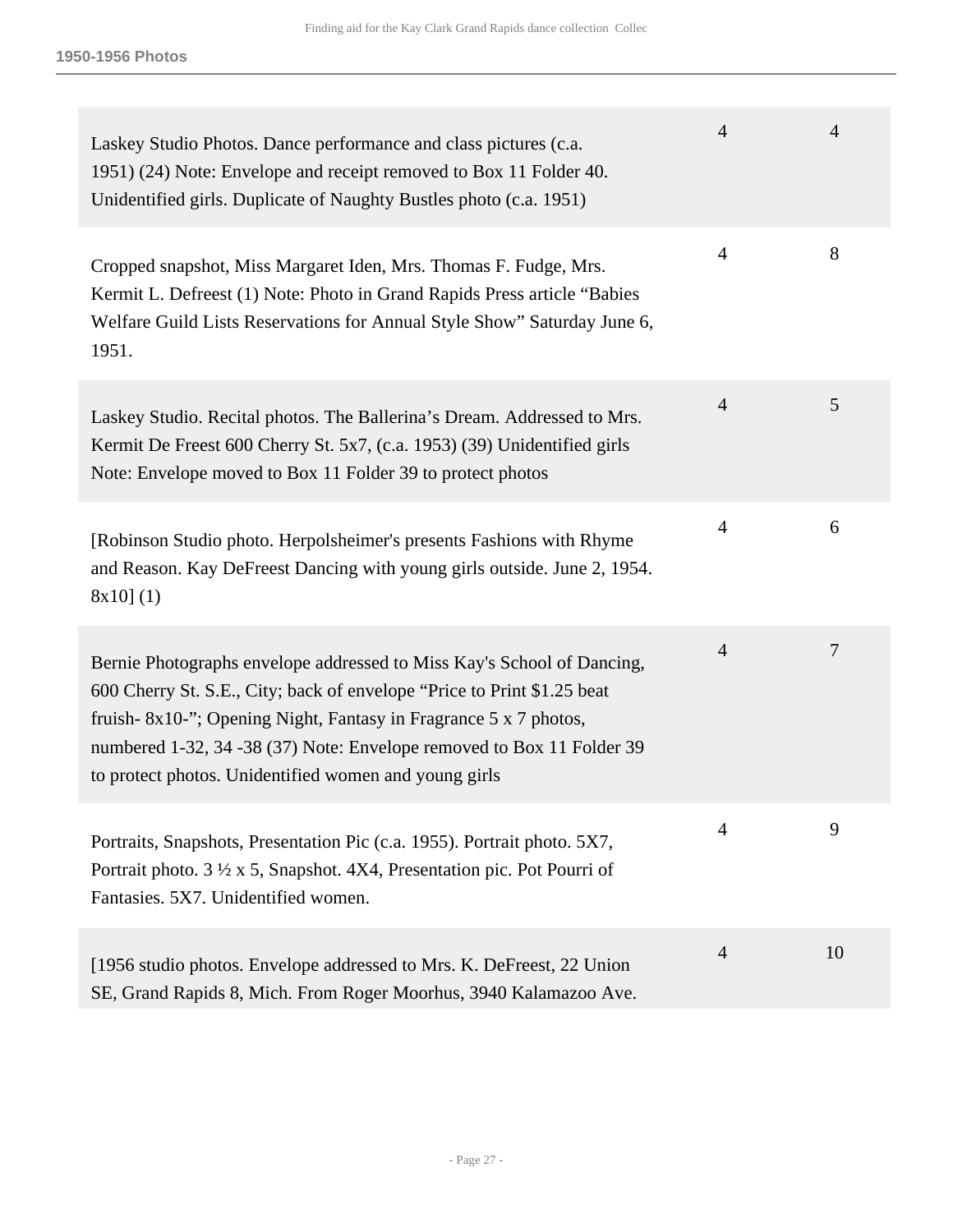**1950-1956 Photos**

| | | |
|---|---|---|
| Laskey Studio Photos. Dance performance and class pictures (c.a. 1951) (24) Note: Envelope and receipt removed to Box 11 Folder 40. Unidentified girls. Duplicate of Naughty Bustles photo (c.a. 1951) | 4 | 4 |
| Cropped snapshot, Miss Margaret Iden, Mrs. Thomas F. Fudge, Mrs. Kermit L. Defreest (1) Note: Photo in Grand Rapids Press article “Babies Welfare Guild Lists Reservations for Annual Style Show” Saturday June 6, 1951. | 4 | 8 |
| Laskey Studio. Recital photos. The Ballerina’s Dream. Addressed to Mrs. Kermit De Freest 600 Cherry St. 5x7, (c.a. 1953) (39) Unidentified girls Note: Envelope moved to Box 11 Folder 39 to protect photos | 4 | 5 |
| [Robinson Studio photo. Herpolsheimer's presents Fashions with Rhyme and Reason. Kay DeFreest Dancing with young girls outside. June 2, 1954. 8x10] (1) | 4 | 6 |
| Bernie Photographs envelope addressed to Miss Kay's School of Dancing, 600 Cherry St. S.E., City; back of envelope “Price to Print $1.25 beat fruish- 8x10-”; Opening Night, Fantasy in Fragrance 5 x 7 photos, numbered 1-32, 34 -38 (37) Note: Envelope removed to Box 11 Folder 39 to protect photos. Unidentified women and young girls | 4 | 7 |
| Portraits, Snapshots, Presentation Pic (c.a. 1955). Portrait photo. 5X7, Portrait photo. 3 ½ x 5, Snapshot. 4X4, Presentation pic. Pot Pourri of Fantasies. 5X7. Unidentified women. | 4 | 9 |
| [1956 studio photos. Envelope addressed to Mrs. K. DeFreest, 22 Union SE, Grand Rapids 8, Mich. From Roger Moorhus, 3940 Kalamazoo Ave. | 4 | 10 |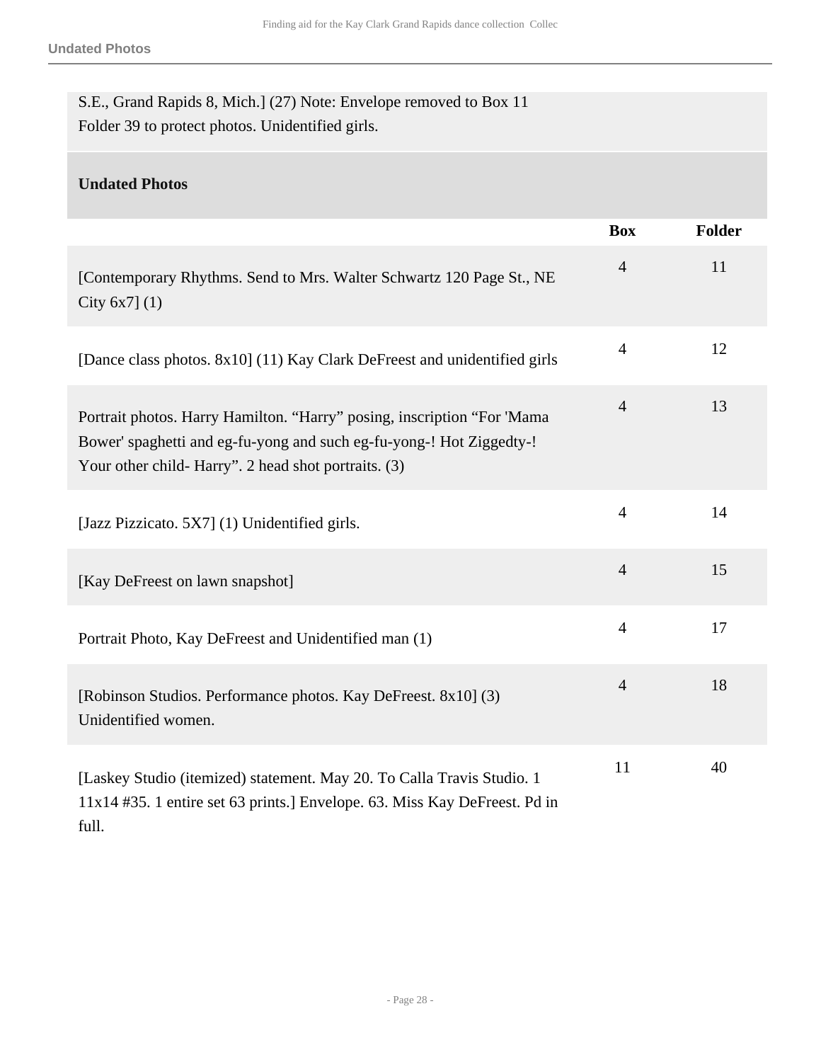S.E., Grand Rapids 8, Mich.] (27) Note: Envelope removed to Box 11 Folder 39 to protect photos. Unidentified girls.

## Undated Photos

| | Box | Folder |
|---|---|---|
| [Contemporary Rhythms. Send to Mrs. Walter Schwartz 120 Page St., NE City 6x7] (1) | 4 | 11 |
| [Dance class photos. 8x10] (11) Kay Clark DeFreest and unidentified girls | 4 | 12 |
| Portrait photos. Harry Hamilton. "Harry" posing, inscription "For 'Mama Bower' spaghetti and eg-fu-yong and such eg-fu-yong-! Hot Ziggedty-! Your other child- Harry". 2 head shot portraits. (3) | 4 | 13 |
| [Jazz Pizzicato. 5X7] (1) Unidentified girls. | 4 | 14 |
| [Kay DeFreest on lawn snapshot] | 4 | 15 |
| Portrait Photo, Kay DeFreest and Unidentified man (1) | 4 | 17 |
| [Robinson Studios. Performance photos. Kay DeFreest. 8x10] (3) Unidentified women. | 4 | 18 |
| [Laskey Studio (itemized) statement. May 20. To Calla Travis Studio. 1 11x14 #35. 1 entire set 63 prints.] Envelope. 63. Miss Kay DeFreest. Pd in full. | 11 | 40 |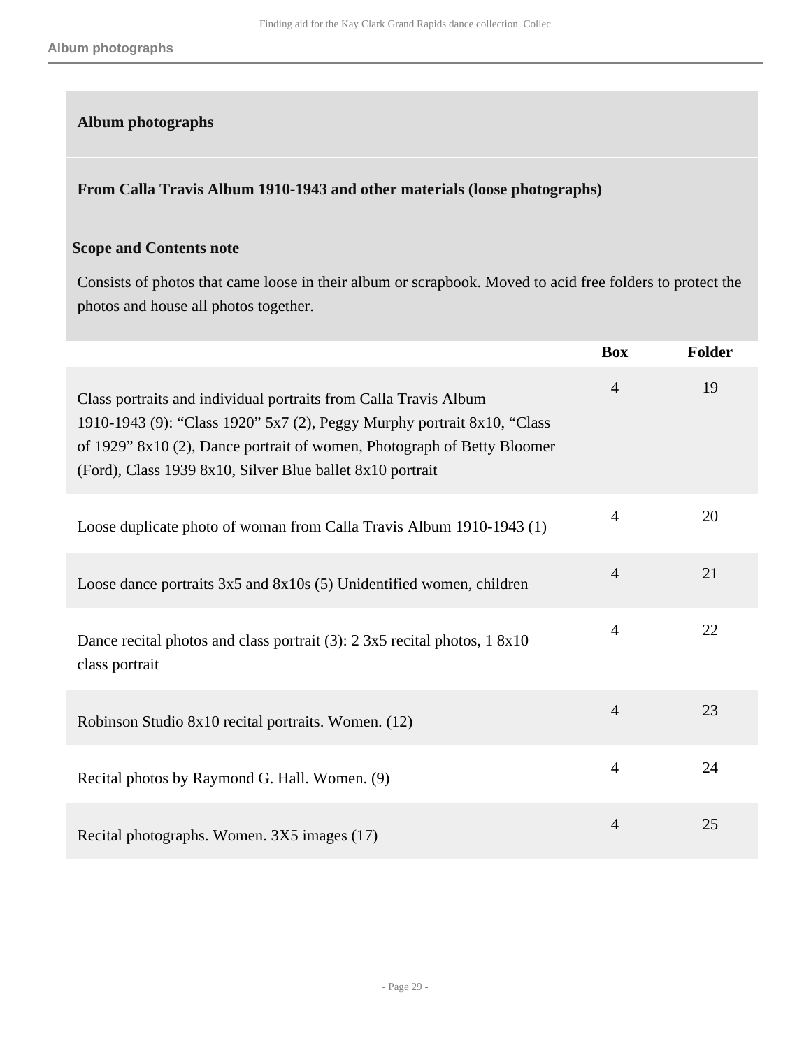## Album photographs

### From Calla Travis Album 1910-1943 and other materials (loose photographs)

**Scope and Contents note**

Consists of photos that came loose in their album or scrapbook. Moved to acid free folders to protect the photos and house all photos together.

| | Box | Folder |
|---|---|---|
| Class portraits and individual portraits from Calla Travis Album 1910-1943 (9): “Class 1920” 5x7 (2), Peggy Murphy portrait 8x10, “Class of 1929” 8x10 (2), Dance portrait of women, Photograph of Betty Bloomer (Ford), Class 1939 8x10, Silver Blue ballet 8x10 portrait | 4 | 19 |
| Loose duplicate photo of woman from Calla Travis Album 1910-1943 (1) | 4 | 20 |
| Loose dance portraits 3x5 and 8x10s (5) Unidentified women, children | 4 | 21 |
| Dance recital photos and class portrait (3): 2 3x5 recital photos, 1 8x10 class portrait | 4 | 22 |
| Robinson Studio 8x10 recital portraits. Women. (12) | 4 | 23 |
| Recital photos by Raymond G. Hall. Women. (9) | 4 | 24 |
| Recital photographs. Women. 3X5 images (17) | 4 | 25 |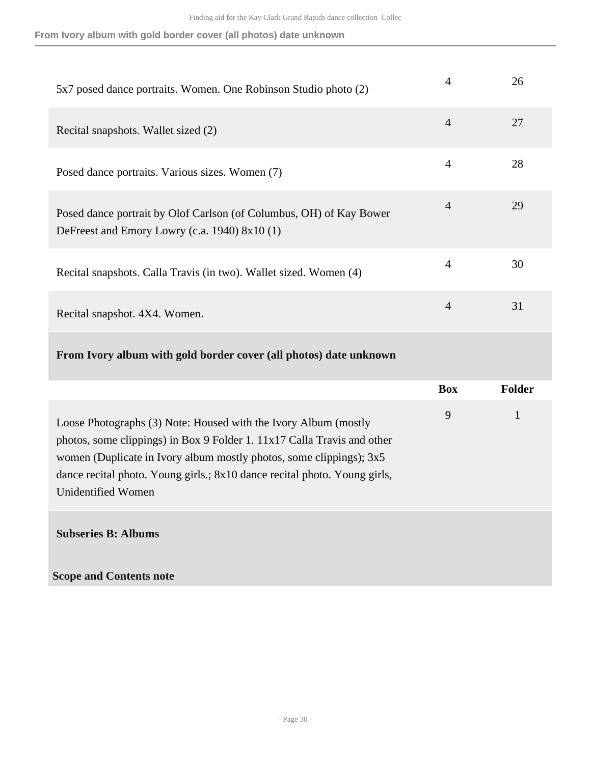| | | |
|---|---|---|
| 5x7 posed dance portraits. Women. One Robinson Studio photo (2) | 4 | 26 |
| Recital snapshots. Wallet sized (2) | 4 | 27 |
| Posed dance portraits. Various sizes. Women (7) | 4 | 28 |
| Posed dance portrait by Olof Carlson (of Columbus, OH) of Kay Bower DeFreest and Emory Lowry (c.a. 1940) 8x10 (1) | 4 | 29 |
| Recital snapshots. Calla Travis (in two). Wallet sized. Women (4) | 4 | 30 |
| Recital snapshot. 4X4. Women. | 4 | 31 |

**From Ivory album with gold border cover (all photos) date unknown**

| | Box | Folder |
|---|---|---|
| Loose Photographs (3) Note: Housed with the Ivory Album (mostly photos, some clippings) in Box 9 Folder 1. 11x17 Calla Travis and other women (Duplicate in Ivory album mostly photos, some clippings); 3x5 dance recital photo. Young girls.; 8x10 dance recital photo. Young girls, Unidentified Women | 9 | 1 |

**Subseries B: Albums**

**Scope and Contents note**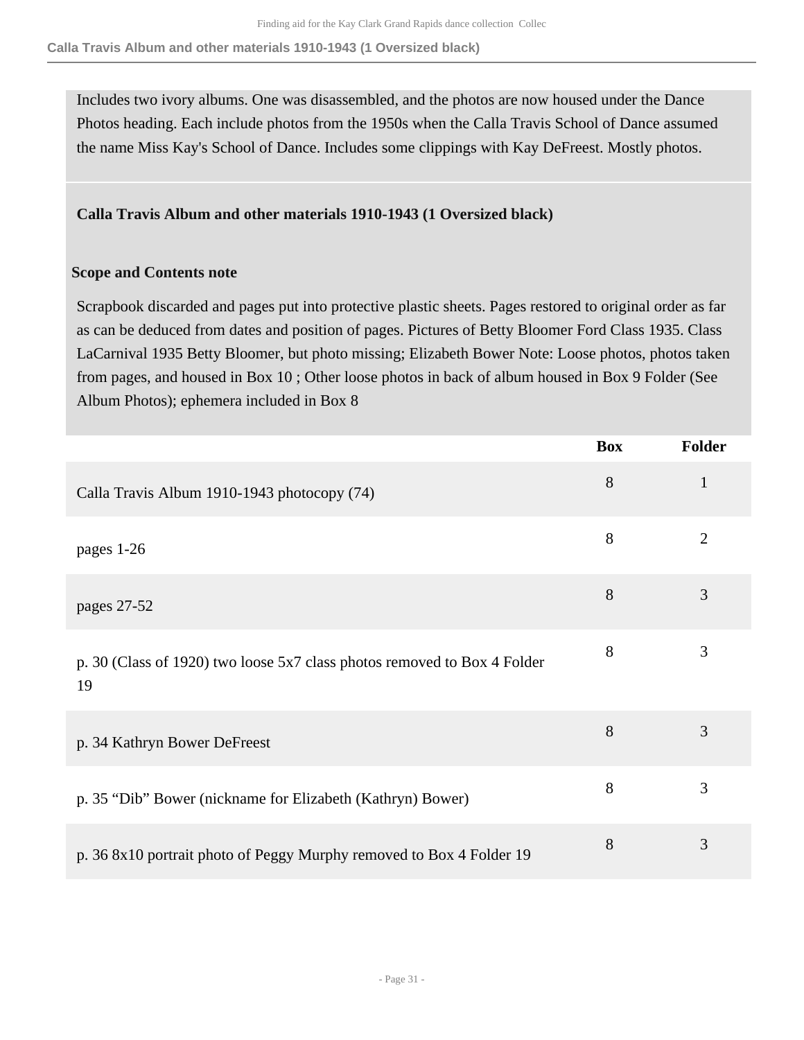Includes two ivory albums. One was disassembled, and the photos are now housed under the Dance Photos heading. Each include photos from the 1950s when the Calla Travis School of Dance assumed the name Miss Kay's School of Dance. Includes some clippings with Kay DeFreest. Mostly photos.

**Calla Travis Album and other materials 1910-1943 (1 Oversized black)**

**Scope and Contents note**

Scrapbook discarded and pages put into protective plastic sheets. Pages restored to original order as far as can be deduced from dates and position of pages. Pictures of Betty Bloomer Ford Class 1935. Class LaCarnival 1935 Betty Bloomer, but photo missing; Elizabeth Bower Note: Loose photos, photos taken from pages, and housed in Box 10 ; Other loose photos in back of album housed in Box 9 Folder (See Album Photos); ephemera included in Box 8

| | Box | Folder |
|---|---|---|
| Calla Travis Album 1910-1943 photocopy (74) | 8 | 1 |
| pages 1-26 | 8 | 2 |
| pages 27-52 | 8 | 3 |
| p. 30 (Class of 1920) two loose 5x7 class photos removed to Box 4 Folder 19 | 8 | 3 |
| p. 34 Kathryn Bower DeFreest | 8 | 3 |
| p. 35 “Dib” Bower (nickname for Elizabeth (Kathryn) Bower) | 8 | 3 |
| p. 36 8x10 portrait photo of Peggy Murphy removed to Box 4 Folder 19 | 8 | 3 |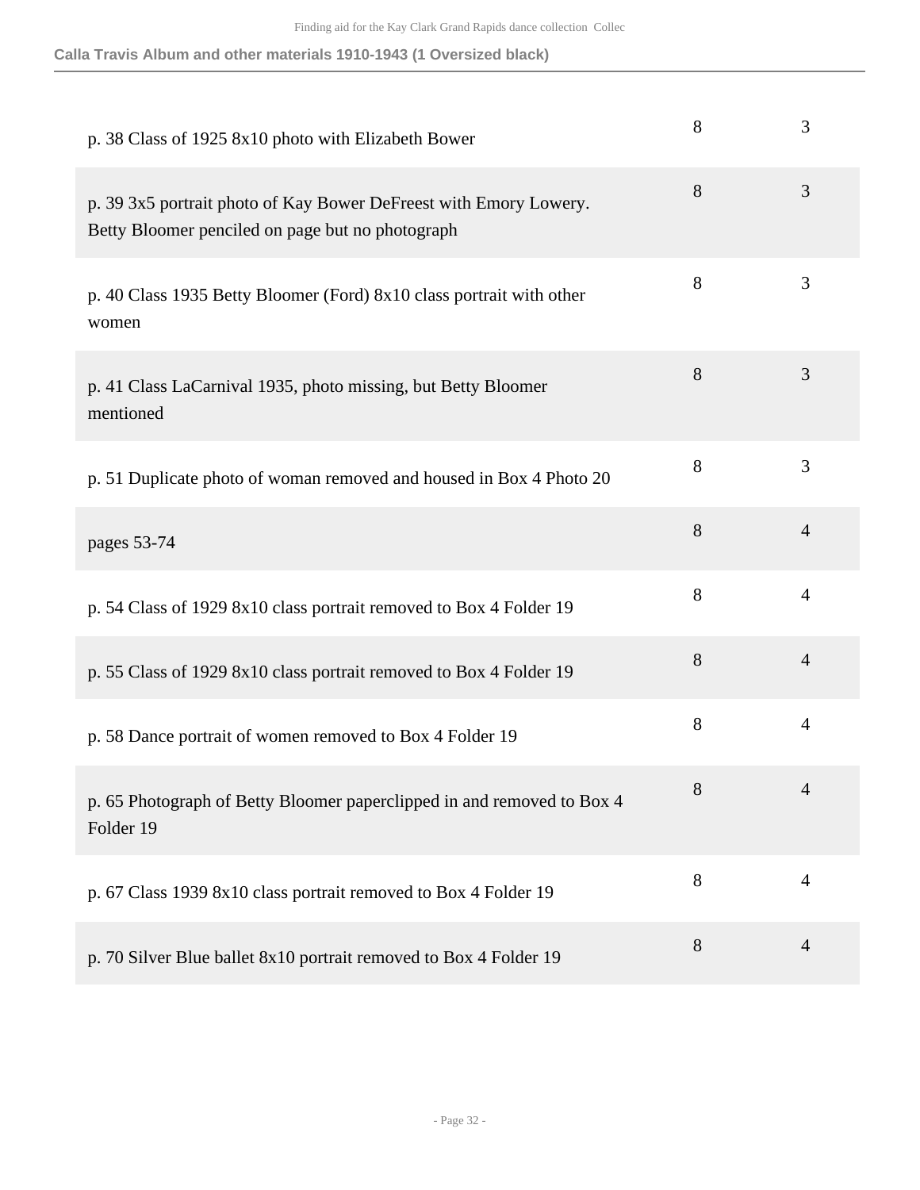## Calla Travis Album and other materials 1910-1943 (1 Oversized black)

| | | |
|---|---|---|
| p. 38 Class of 1925 8x10 photo with Elizabeth Bower | 8 | 3 |
| p. 39 3x5 portrait photo of Kay Bower DeFreest with Emory Lowery. Betty Bloomer penciled on page but no photograph | 8 | 3 |
| p. 40 Class 1935 Betty Bloomer (Ford) 8x10 class portrait with other women | 8 | 3 |
| p. 41 Class LaCarnival 1935, photo missing, but Betty Bloomer mentioned | 8 | 3 |
| p. 51 Duplicate photo of woman removed and housed in Box 4 Photo 20 | 8 | 3 |
| pages 53-74 | 8 | 4 |
| p. 54 Class of 1929 8x10 class portrait removed to Box 4 Folder 19 | 8 | 4 |
| p. 55 Class of 1929 8x10 class portrait removed to Box 4 Folder 19 | 8 | 4 |
| p. 58 Dance portrait of women removed to Box 4 Folder 19 | 8 | 4 |
| p. 65 Photograph of Betty Bloomer paperclipped in and removed to Box 4 Folder 19 | 8 | 4 |
| p. 67 Class 1939 8x10 class portrait removed to Box 4 Folder 19 | 8 | 4 |
| p. 70 Silver Blue ballet 8x10 portrait removed to Box 4 Folder 19 | 8 | 4 |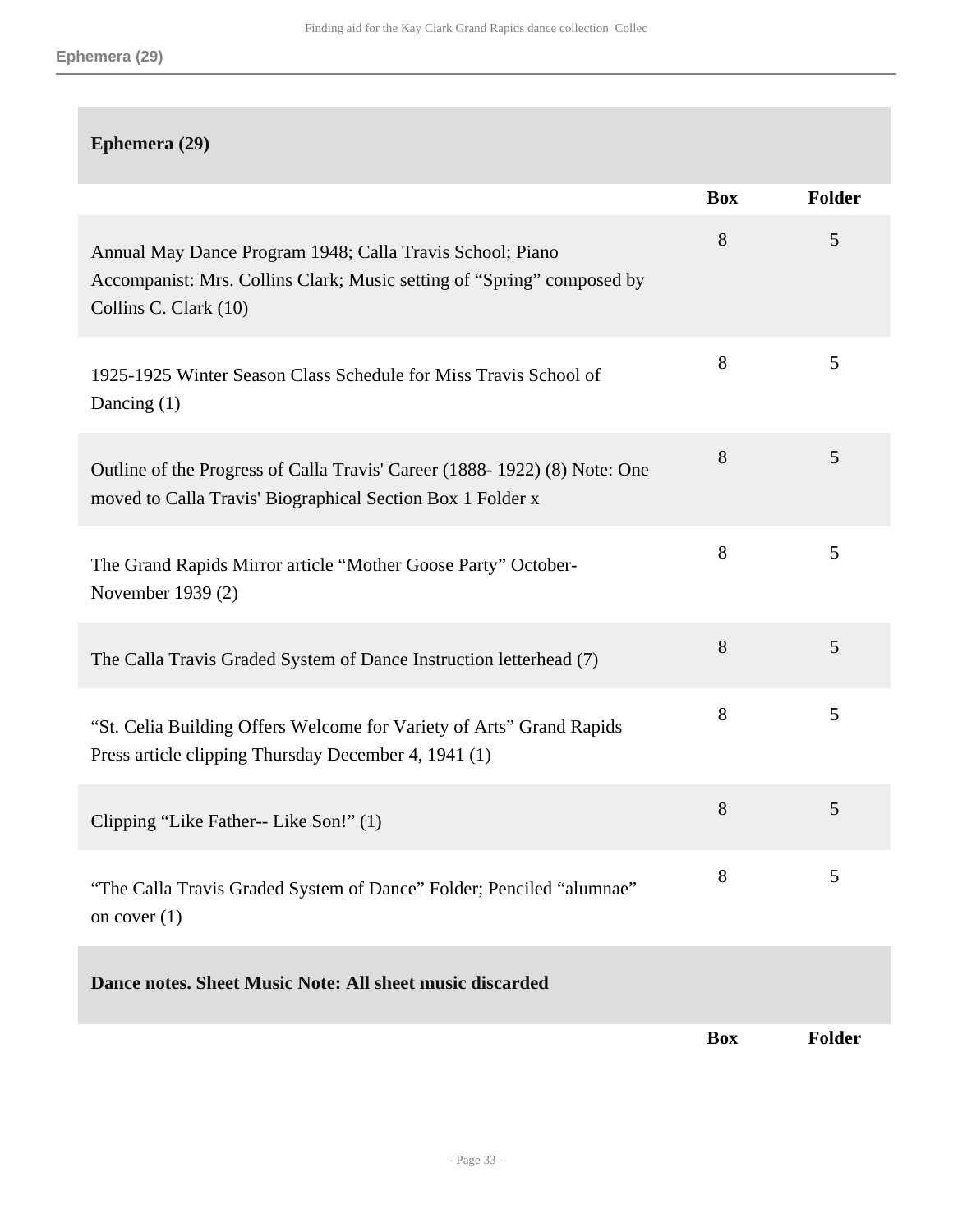## Ephemera (29)

| | Box | Folder |
|---|---|---|
| Annual May Dance Program 1948; Calla Travis School; Piano Accompanist: Mrs. Collins Clark; Music setting of “Spring” composed by Collins C. Clark (10) | 8 | 5 |
| 1925-1925 Winter Season Class Schedule for Miss Travis School of Dancing (1) | 8 | 5 |
| Outline of the Progress of Calla Travis' Career (1888- 1922) (8) Note: One moved to Calla Travis' Biographical Section Box 1 Folder x | 8 | 5 |
| The Grand Rapids Mirror article “Mother Goose Party” October-November 1939 (2) | 8 | 5 |
| The Calla Travis Graded System of Dance Instruction letterhead (7) | 8 | 5 |
| “St. Celia Building Offers Welcome for Variety of Arts” Grand Rapids Press article clipping Thursday December 4, 1941 (1) | 8 | 5 |
| Clipping “Like Father-- Like Son!” (1) | 8 | 5 |
| “The Calla Travis Graded System of Dance” Folder; Penciled “alumnae” on cover (1) | 8 | 5 |

## Dance notes. Sheet Music Note: All sheet music discarded

| | Box | Folder |
|---|---|---|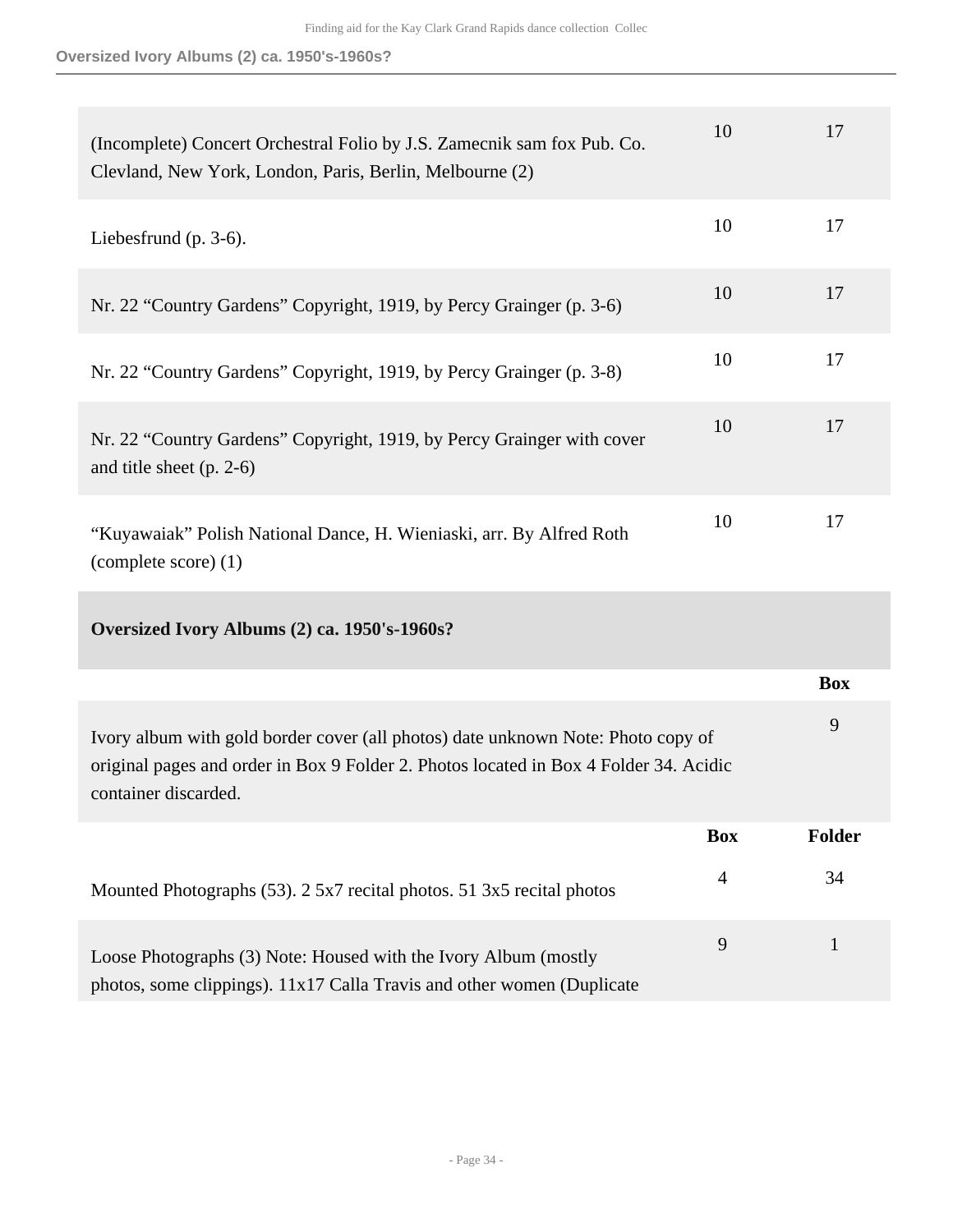| | | |
|---|---|---|
| (Incomplete) Concert Orchestral Folio by J.S. Zamecnik sam fox Pub. Co. Clevland, New York, London, Paris, Berlin, Melbourne (2) | 10 | 17 |
| Liebesfrund (p. 3-6). | 10 | 17 |
| Nr. 22 "Country Gardens" Copyright, 1919, by Percy Grainger (p. 3-6) | 10 | 17 |
| Nr. 22 "Country Gardens" Copyright, 1919, by Percy Grainger (p. 3-8) | 10 | 17 |
| Nr. 22 "Country Gardens" Copyright, 1919, by Percy Grainger with cover and title sheet (p. 2-6) | 10 | 17 |
| "Kuyawaiak" Polish National Dance, H. Wieniaski, arr. By Alfred Roth (complete score) (1) | 10 | 17 |

**Oversized Ivory Albums (2) ca. 1950's-1960s?**

| | Box |
|---|---|
| Ivory album with gold border cover (all photos) date unknown Note: Photo copy of original pages and order in Box 9 Folder 2. Photos located in Box 4 Folder 34. Acidic container discarded. | 9 |

| | Box | Folder |
|---|---|---|
| Mounted Photographs (53). 2 5x7 recital photos. 51 3x5 recital photos | 4 | 34 |
| Loose Photographs (3) Note: Housed with the Ivory Album (mostly photos, some clippings). 11x17 Calla Travis and other women (Duplicate | 9 | 1 |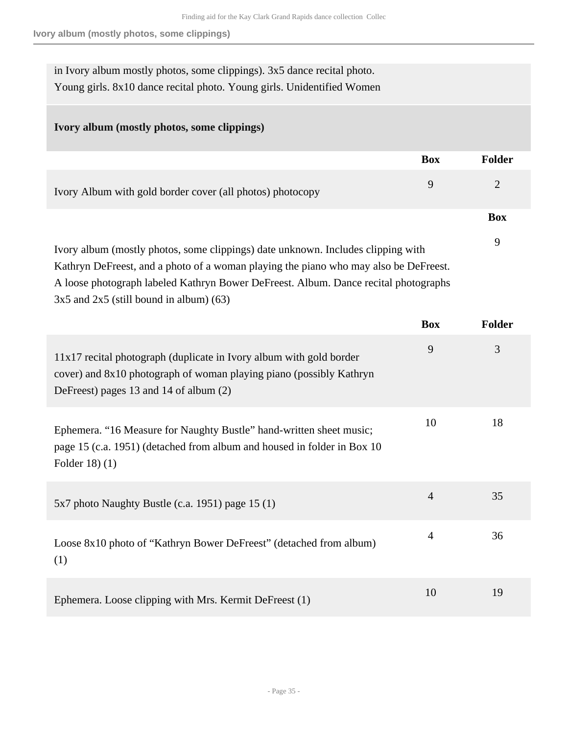in Ivory album mostly photos, some clippings). 3x5 dance recital photo. Young girls. 8x10 dance recital photo. Young girls. Unidentified Women

**Ivory album (mostly photos, some clippings)**

| | Box | Folder |
|---|---|---|
| Ivory Album with gold border cover (all photos) photocopy | 9 | 2 |

| | Box |
|---|---|
| Ivory album (mostly photos, some clippings) date unknown. Includes clipping with Kathryn DeFreest, and a photo of a woman playing the piano who may also be DeFreest. A loose photograph labeled Kathryn Bower DeFreest. Album. Dance recital photographs 3x5 and 2x5 (still bound in album) (63) | 9 |

| | Box | Folder |
|---|---|---|
| 11x17 recital photograph (duplicate in Ivory album with gold border cover) and 8x10 photograph of woman playing piano (possibly Kathryn DeFreest) pages 13 and 14 of album (2) | 9 | 3 |
| Ephemera. “16 Measure for Naughty Bustle” hand-written sheet music; page 15 (c.a. 1951) (detached from album and housed in folder in Box 10 Folder 18) (1) | 10 | 18 |
| 5x7 photo Naughty Bustle (c.a. 1951) page 15 (1) | 4 | 35 |
| Loose 8x10 photo of “Kathryn Bower DeFreest” (detached from album) (1) | 4 | 36 |
| Ephemera. Loose clipping with Mrs. Kermit DeFreest (1) | 10 | 19 |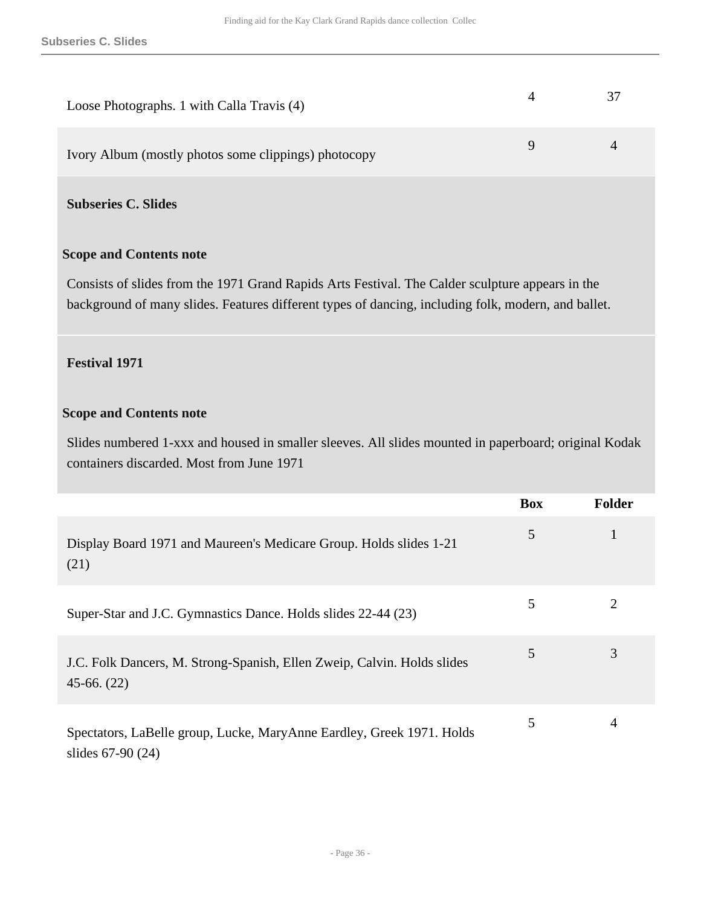| | Box | Folder |
|---|---|---|
| Loose Photographs. 1 with Calla Travis (4) | 4 | 37 |
| Ivory Album (mostly photos some clippings) photocopy | 9 | 4 |

### Subseries C. Slides

**Scope and Contents note**

Consists of slides from the 1971 Grand Rapids Arts Festival. The Calder sculpture appears in the background of many slides. Features different types of dancing, including folk, modern, and ballet.

#### Festival 1971

**Scope and Contents note**

Slides numbered 1-xxx and housed in smaller sleeves. All slides mounted in paperboard; original Kodak containers discarded. Most from June 1971

| | Box | Folder |
|---|---|---|
| Display Board 1971 and Maureen's Medicare Group. Holds slides 1-21 (21) | 5 | 1 |
| Super-Star and J.C. Gymnastics Dance. Holds slides 22-44 (23) | 5 | 2 |
| J.C. Folk Dancers, M. Strong-Spanish, Ellen Zweip, Calvin. Holds slides 45-66. (22) | 5 | 3 |
| Spectators, LaBelle group, Lucke, MaryAnne Eardley, Greek 1971. Holds slides 67-90 (24) | 5 | 4 |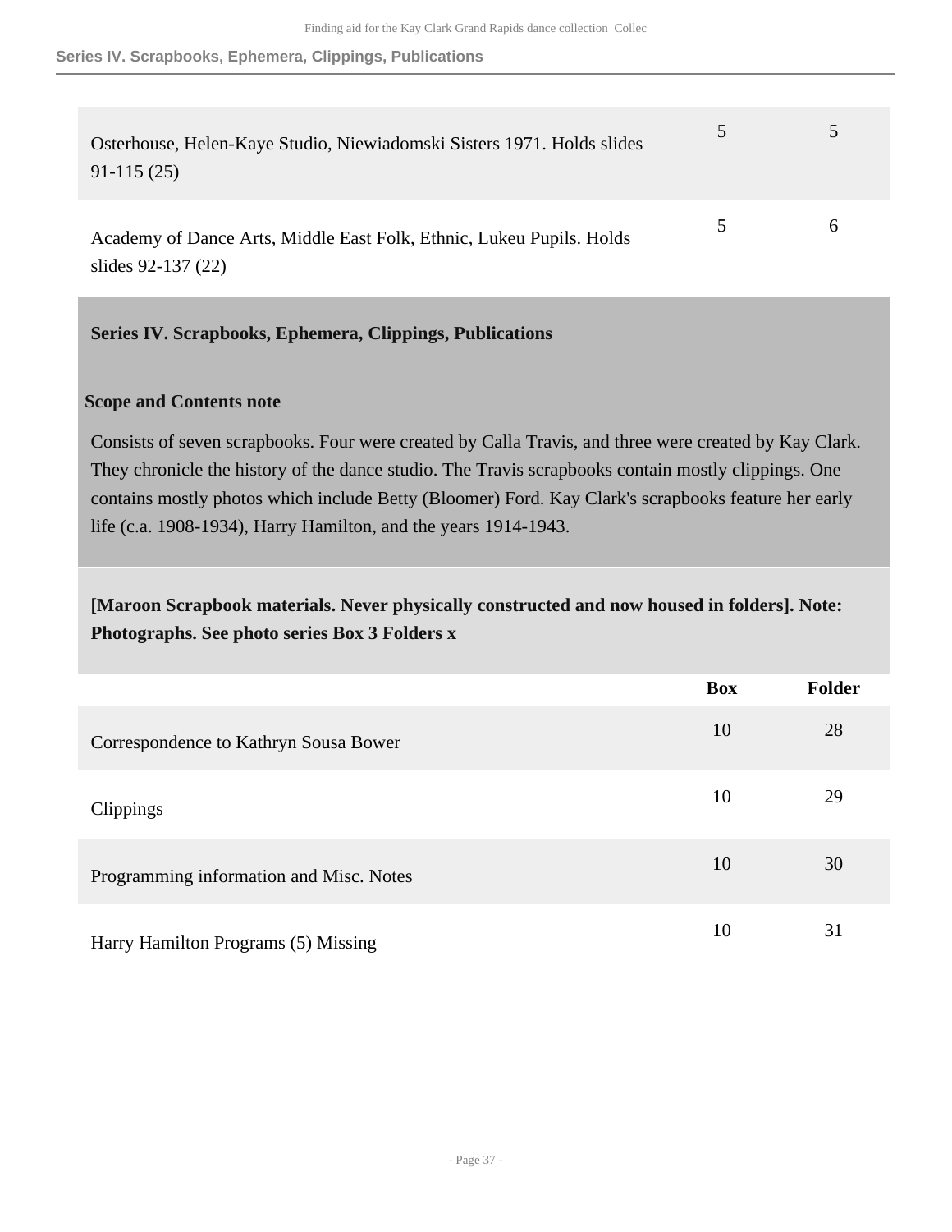| | Box | Folder |
|---|---|---|
| Osterhouse, Helen-Kaye Studio, Niewiadomski Sisters 1971. Holds slides 91-115 (25) | 5 | 5 |
| Academy of Dance Arts, Middle East Folk, Ethnic, Lukeu Pupils. Holds slides 92-137 (22) | 5 | 6 |

## Series IV. Scrapbooks, Ephemera, Clippings, Publications

### Scope and Contents note

Consists of seven scrapbooks. Four were created by Calla Travis, and three were created by Kay Clark. They chronicle the history of the dance studio. The Travis scrapbooks contain mostly clippings. One contains mostly photos which include Betty (Bloomer) Ford. Kay Clark's scrapbooks feature her early life (c.a. 1908-1934), Harry Hamilton, and the years 1914-1943.

### [Maroon Scrapbook materials. Never physically constructed and now housed in folders]. Note: Photographs. See photo series Box 3 Folders x

| | Box | Folder |
|---|---|---|
| Correspondence to Kathryn Sousa Bower | 10 | 28 |
| Clippings | 10 | 29 |
| Programming information and Misc. Notes | 10 | 30 |
| Harry Hamilton Programs (5) Missing | 10 | 31 |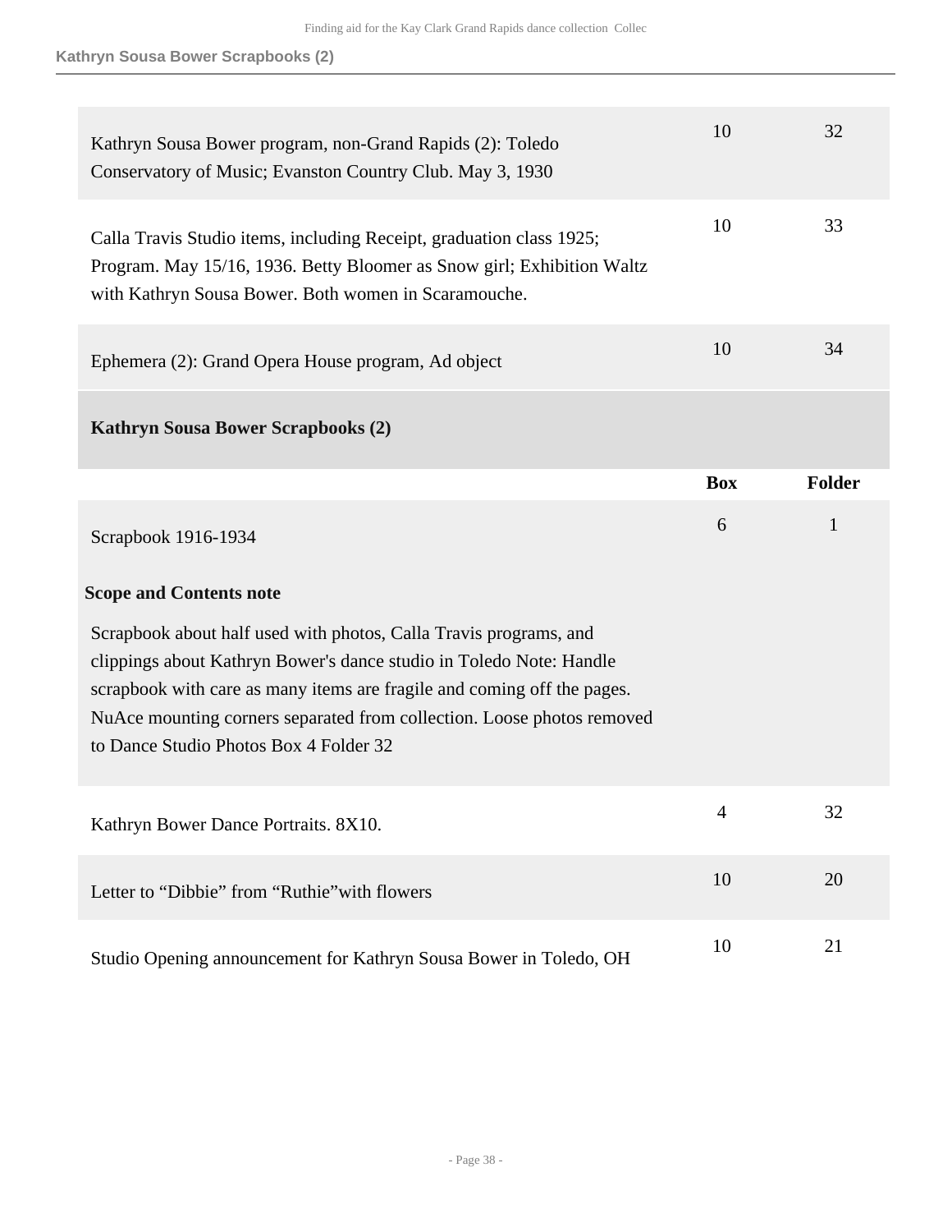| | Box | Folder |
|---|---|---|
| Kathryn Sousa Bower program, non-Grand Rapids (2): Toledo Conservatory of Music; Evanston Country Club. May 3, 1930 | 10 | 32 |
| Calla Travis Studio items, including Receipt, graduation class 1925; Program. May 15/16, 1936. Betty Bloomer as Snow girl; Exhibition Waltz with Kathryn Sousa Bower. Both women in Scaramouche. | 10 | 33 |
| Ephemera (2): Grand Opera House program, Ad object | 10 | 34 |

### Kathryn Sousa Bower Scrapbooks (2)

| | Box | Folder |
|---|---|---|
| Scrapbook 1916-1934 | 6 | 1 |

**Scope and Contents note**

Scrapbook about half used with photos, Calla Travis programs, and clippings about Kathryn Bower's dance studio in Toledo Note: Handle scrapbook with care as many items are fragile and coming off the pages. NuAce mounting corners separated from collection. Loose photos removed to Dance Studio Photos Box 4 Folder 32

| | Box | Folder |
|---|---|---|
| Kathryn Bower Dance Portraits. 8X10. | 4 | 32 |
| Letter to “Dibbie” from “Ruthie”with flowers | 10 | 20 |
| Studio Opening announcement for Kathryn Sousa Bower in Toledo, OH | 10 | 21 |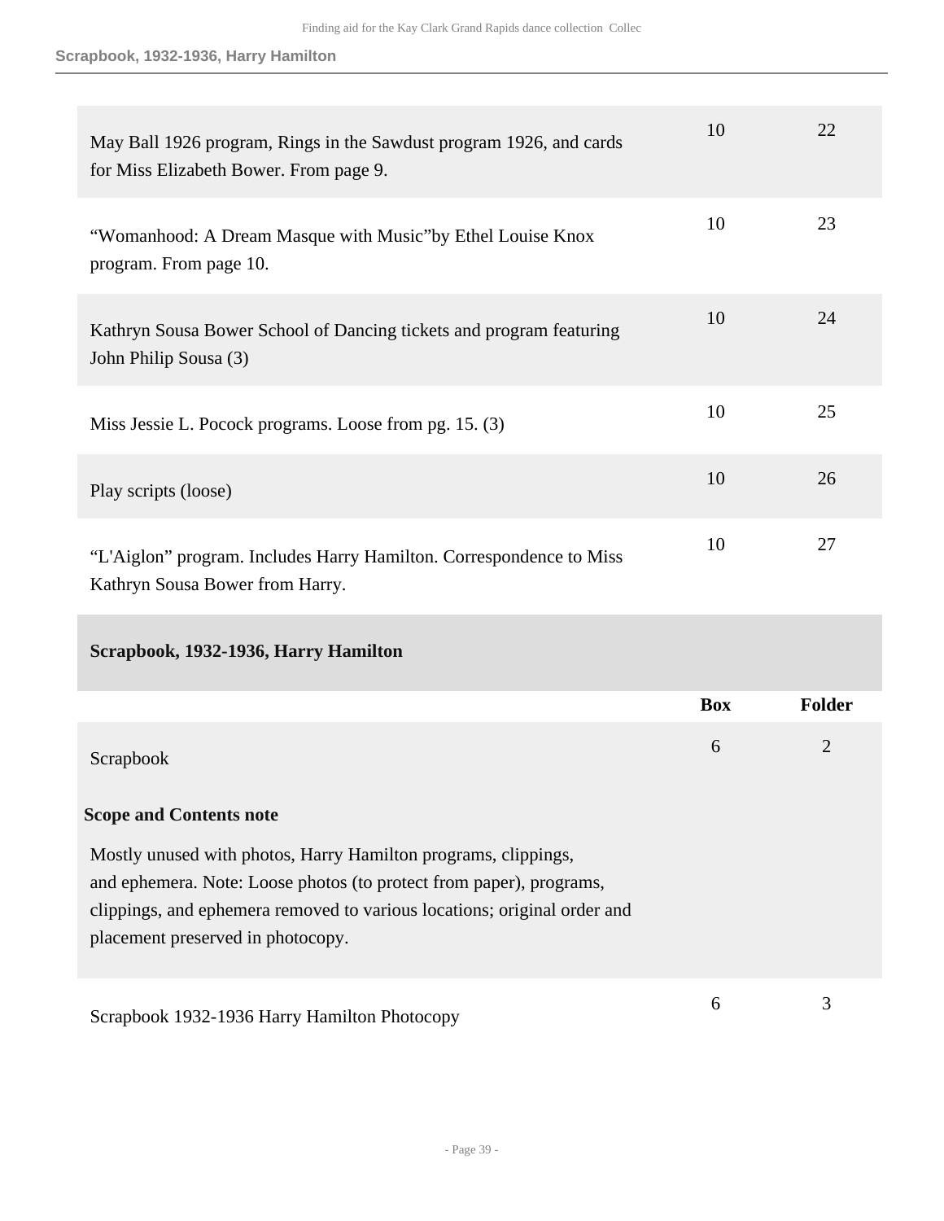| | Box | Folder |
|---|---|---|
| May Ball 1926 program, Rings in the Sawdust program 1926, and cards for Miss Elizabeth Bower. From page 9. | 10 | 22 |
| “Womanhood: A Dream Masque with Music”by Ethel Louise Knox program. From page 10. | 10 | 23 |
| Kathryn Sousa Bower School of Dancing tickets and program featuring John Philip Sousa (3) | 10 | 24 |
| Miss Jessie L. Pocock programs. Loose from pg. 15. (3) | 10 | 25 |
| Play scripts (loose) | 10 | 26 |
| “L'Aiglon” program. Includes Harry Hamilton. Correspondence to Miss Kathryn Sousa Bower from Harry. | 10 | 27 |

### Scrapbook, 1932-1936, Harry Hamilton

| | Box | Folder |
|---|---|---|
| Scrapbook | 6 | 2 |

**Scope and Contents note**

Mostly unused with photos, Harry Hamilton programs, clippings, and ephemera. Note: Loose photos (to protect from paper), programs, clippings, and ephemera removed to various locations; original order and placement preserved in photocopy.

| | Box | Folder |
|---|---|---|
| Scrapbook 1932-1936 Harry Hamilton Photocopy | 6 | 3 |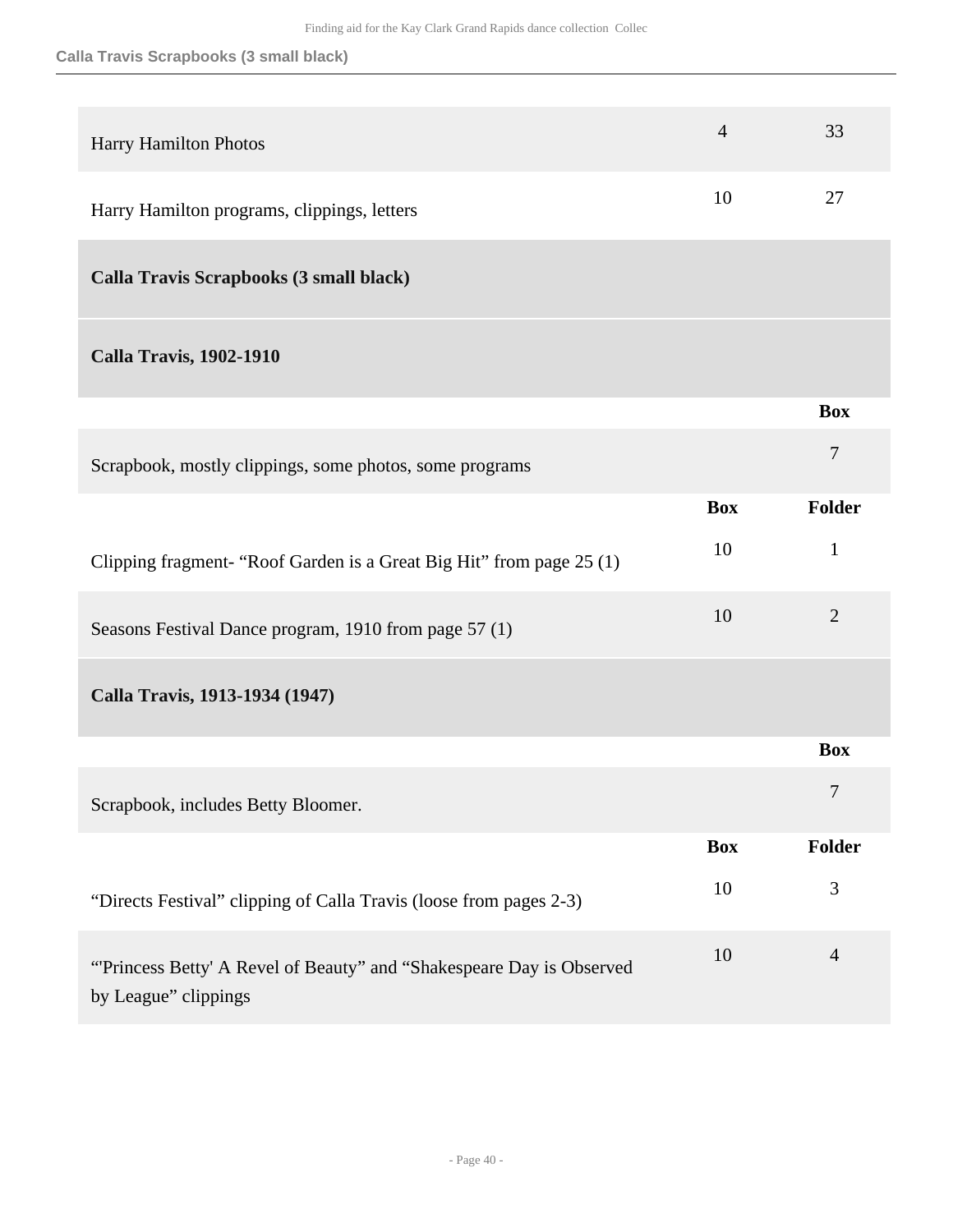| | | |
|---|---|---|
| Harry Hamilton Photos | 4 | 33 |
| Harry Hamilton programs, clippings, letters | 10 | 27 |

### Calla Travis Scrapbooks (3 small black)

#### Calla Travis, 1902-1910

| | Box |
|---|---|
| Scrapbook, mostly clippings, some photos, some programs | 7 |

| | Box | Folder |
|---|---|---|
| Clipping fragment- “Roof Garden is a Great Big Hit” from page 25 (1) | 10 | 1 |
| Seasons Festival Dance program, 1910 from page 57 (1) | 10 | 2 |

#### Calla Travis, 1913-1934 (1947)

| | Box |
|---|---|
| Scrapbook, includes Betty Bloomer. | 7 |

| | Box | Folder |
|---|---|---|
| “Directs Festival” clipping of Calla Travis (loose from pages 2-3) | 10 | 3 |
| “'Princess Betty' A Revel of Beauty” and “Shakespeare Day is Observed by League” clippings | 10 | 4 |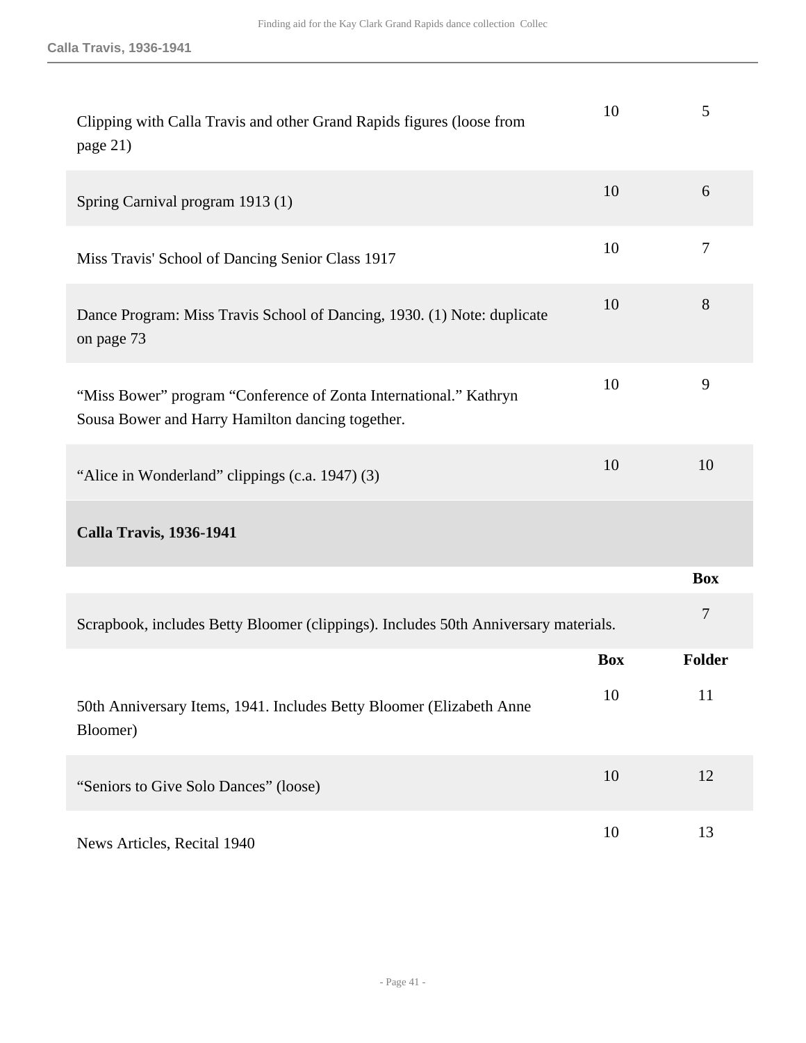| | Box | Folder |
|---|---|---|
| Clipping with Calla Travis and other Grand Rapids figures (loose from page 21) | 10 | 5 |
| Spring Carnival program 1913 (1) | 10 | 6 |
| Miss Travis' School of Dancing Senior Class 1917 | 10 | 7 |
| Dance Program: Miss Travis School of Dancing, 1930. (1) Note: duplicate on page 73 | 10 | 8 |
| "Miss Bower" program "Conference of Zonta International." Kathryn Sousa Bower and Harry Hamilton dancing together. | 10 | 9 |
| "Alice in Wonderland" clippings (c.a. 1947) (3) | 10 | 10 |

### Calla Travis, 1936-1941

| | Box |
|---|---|
| Scrapbook, includes Betty Bloomer (clippings). Includes 50th Anniversary materials. | 7 |

| | Box | Folder |
|---|---|---|
| 50th Anniversary Items, 1941. Includes Betty Bloomer (Elizabeth Anne Bloomer) | 10 | 11 |
| "Seniors to Give Solo Dances" (loose) | 10 | 12 |
| News Articles, Recital 1940 | 10 | 13 |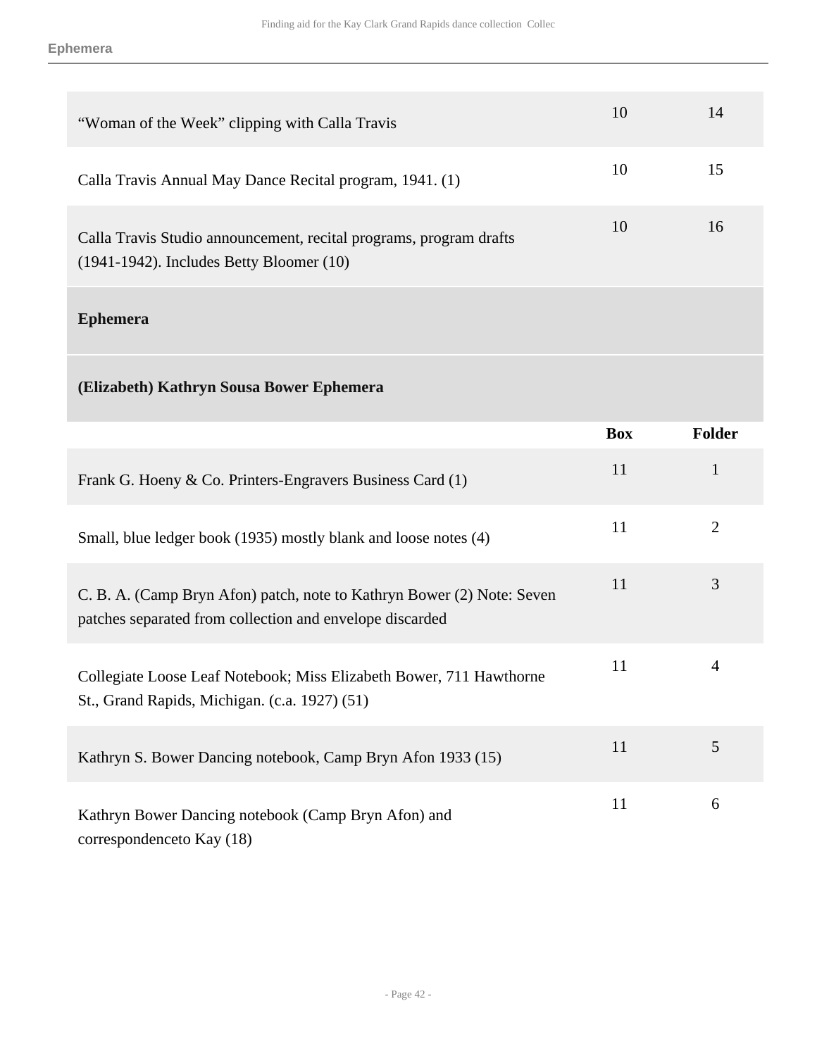| | Box | Folder |
|---|---|---|
| “Woman of the Week” clipping with Calla Travis | 10 | 14 |
| Calla Travis Annual May Dance Recital program, 1941. (1) | 10 | 15 |
| Calla Travis Studio announcement, recital programs, program drafts (1941-1942). Includes Betty Bloomer (10) | 10 | 16 |

## Ephemera

### (Elizabeth) Kathryn Sousa Bower Ephemera

| | Box | Folder |
|---|---|---|
| Frank G. Hoeny & Co. Printers-Engravers Business Card (1) | 11 | 1 |
| Small, blue ledger book (1935) mostly blank and loose notes (4) | 11 | 2 |
| C. B. A. (Camp Bryn Afon) patch, note to Kathryn Bower (2) Note: Seven patches separated from collection and envelope discarded | 11 | 3 |
| Collegiate Loose Leaf Notebook; Miss Elizabeth Bower, 711 Hawthorne St., Grand Rapids, Michigan. (c.a. 1927) (51) | 11 | 4 |
| Kathryn S. Bower Dancing notebook, Camp Bryn Afon 1933 (15) | 11 | 5 |
| Kathryn Bower Dancing notebook (Camp Bryn Afon) and correspondenceto Kay (18) | 11 | 6 |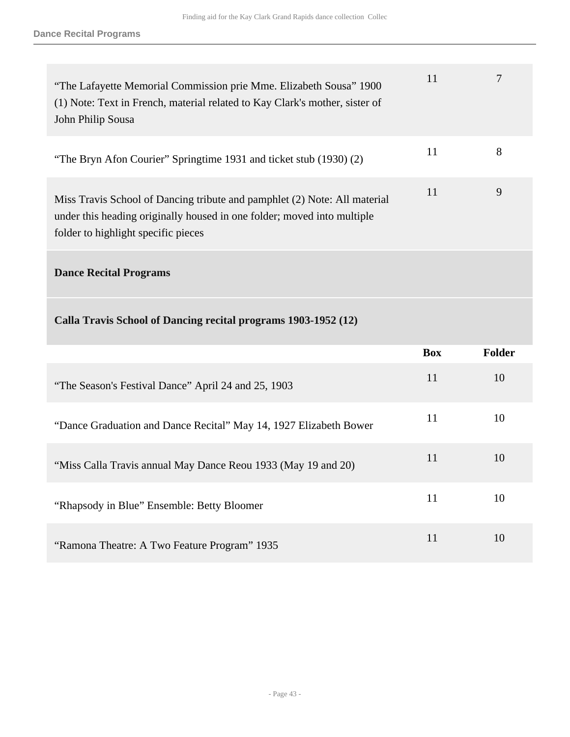| | | |
|---|---|---|
| “The Lafayette Memorial Commission prie Mme. Elizabeth Sousa” 1900 (1) Note: Text in French, material related to Kay Clark's mother, sister of John Philip Sousa | 11 | 7 |
| “The Bryn Afon Courier” Springtime 1931 and ticket stub (1930) (2) | 11 | 8 |
| Miss Travis School of Dancing tribute and pamphlet (2) Note: All material under this heading originally housed in one folder; moved into multiple folder to highlight specific pieces | 11 | 9 |

### Dance Recital Programs

#### Calla Travis School of Dancing recital programs 1903-1952 (12)

| | Box | Folder |
|---|---|---|
| “The Season's Festival Dance” April 24 and 25, 1903 | 11 | 10 |
| “Dance Graduation and Dance Recital” May 14, 1927 Elizabeth Bower | 11 | 10 |
| “Miss Calla Travis annual May Dance Reou 1933 (May 19 and 20) | 11 | 10 |
| “Rhapsody in Blue” Ensemble: Betty Bloomer | 11 | 10 |
| “Ramona Theatre: A Two Feature Program” 1935 | 11 | 10 |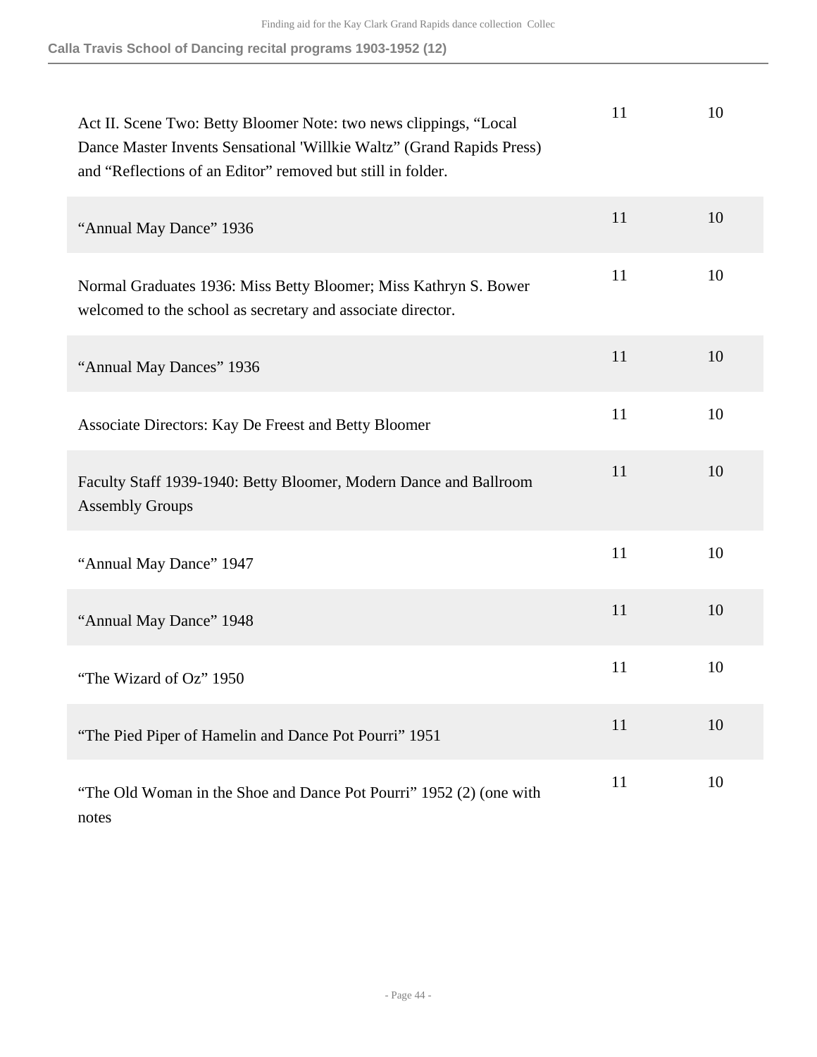**Calla Travis School of Dancing recital programs 1903-1952 (12)**

| | | |
|---|---|---|
| Act II. Scene Two: Betty Bloomer Note: two news clippings, "Local Dance Master Invents Sensational 'Willkie Waltz" (Grand Rapids Press) and "Reflections of an Editor" removed but still in folder. | 11 | 10 |
| "Annual May Dance" 1936 | 11 | 10 |
| Normal Graduates 1936: Miss Betty Bloomer; Miss Kathryn S. Bower welcomed to the school as secretary and associate director. | 11 | 10 |
| "Annual May Dances" 1936 | 11 | 10 |
| Associate Directors: Kay De Freest and Betty Bloomer | 11 | 10 |
| Faculty Staff 1939-1940: Betty Bloomer, Modern Dance and Ballroom Assembly Groups | 11 | 10 |
| "Annual May Dance" 1947 | 11 | 10 |
| "Annual May Dance" 1948 | 11 | 10 |
| "The Wizard of Oz" 1950 | 11 | 10 |
| "The Pied Piper of Hamelin and Dance Pot Pourri" 1951 | 11 | 10 |
| "The Old Woman in the Shoe and Dance Pot Pourri" 1952 (2) (one with notes | 11 | 10 |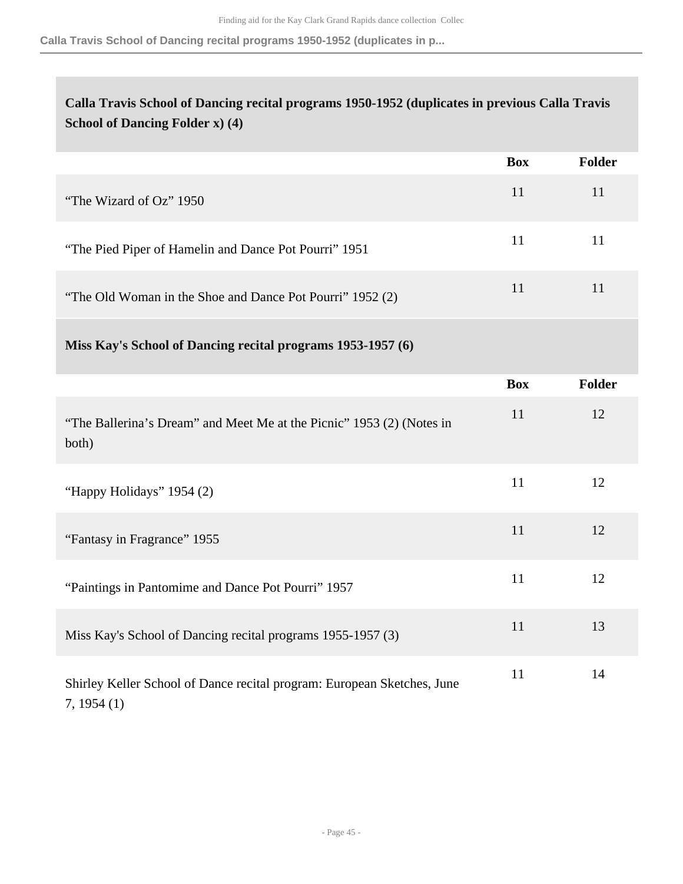## Calla Travis School of Dancing recital programs 1950-1952 (duplicates in previous Calla Travis School of Dancing Folder x) (4)

| | Box | Folder |
|---|---|---|
| “The Wizard of Oz” 1950 | 11 | 11 |
| “The Pied Piper of Hamelin and Dance Pot Pourri” 1951 | 11 | 11 |
| “The Old Woman in the Shoe and Dance Pot Pourri” 1952 (2) | 11 | 11 |

## Miss Kay's School of Dancing recital programs 1953-1957 (6)

| | Box | Folder |
|---|---|---|
| “The Ballerina’s Dream” and Meet Me at the Picnic” 1953 (2) (Notes in both) | 11 | 12 |
| “Happy Holidays” 1954 (2) | 11 | 12 |
| “Fantasy in Fragrance” 1955 | 11 | 12 |
| “Paintings in Pantomime and Dance Pot Pourri” 1957 | 11 | 12 |
| Miss Kay's School of Dancing recital programs 1955-1957 (3) | 11 | 13 |
| Shirley Keller School of Dance recital program: European Sketches, June 7, 1954 (1) | 11 | 14 |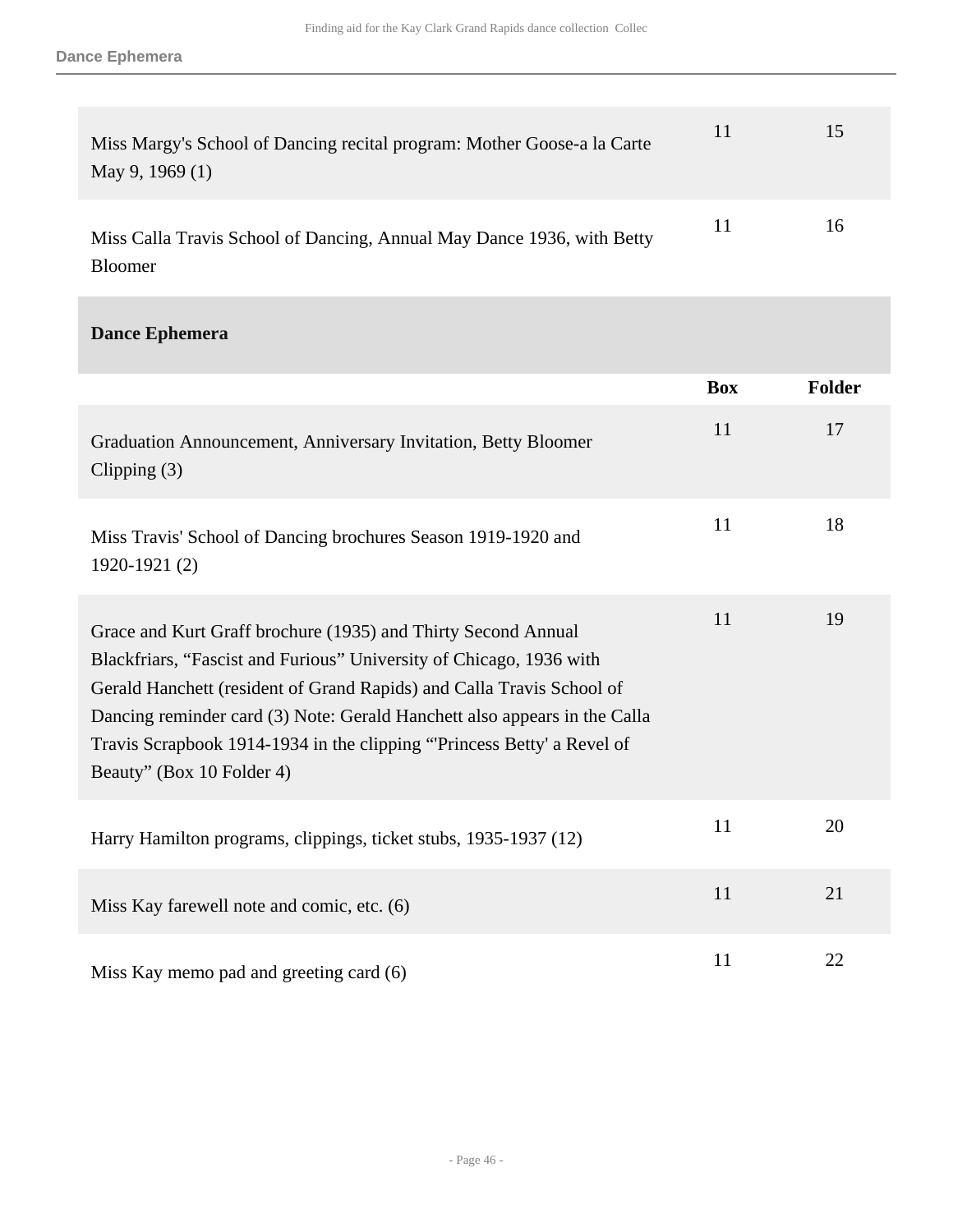| | Box | Folder |
|---|---|---|
| Miss Margy's School of Dancing recital program: Mother Goose-a la Carte May 9, 1969 (1) | 11 | 15 |
| Miss Calla Travis School of Dancing, Annual May Dance 1936, with Betty Bloomer | 11 | 16 |

**Dance Ephemera**

| | Box | Folder |
|---|---|---|
| Graduation Announcement, Anniversary Invitation, Betty Bloomer Clipping (3) | 11 | 17 |
| Miss Travis' School of Dancing brochures Season 1919-1920 and 1920-1921 (2) | 11 | 18 |
| Grace and Kurt Graff brochure (1935) and Thirty Second Annual Blackfriars, "Fascist and Furious" University of Chicago, 1936 with Gerald Hanchett (resident of Grand Rapids) and Calla Travis School of Dancing reminder card (3) Note: Gerald Hanchett also appears in the Calla Travis Scrapbook 1914-1934 in the clipping "'Princess Betty' a Revel of Beauty" (Box 10 Folder 4) | 11 | 19 |
| Harry Hamilton programs, clippings, ticket stubs, 1935-1937 (12) | 11 | 20 |
| Miss Kay farewell note and comic, etc. (6) | 11 | 21 |
| Miss Kay memo pad and greeting card (6) | 11 | 22 |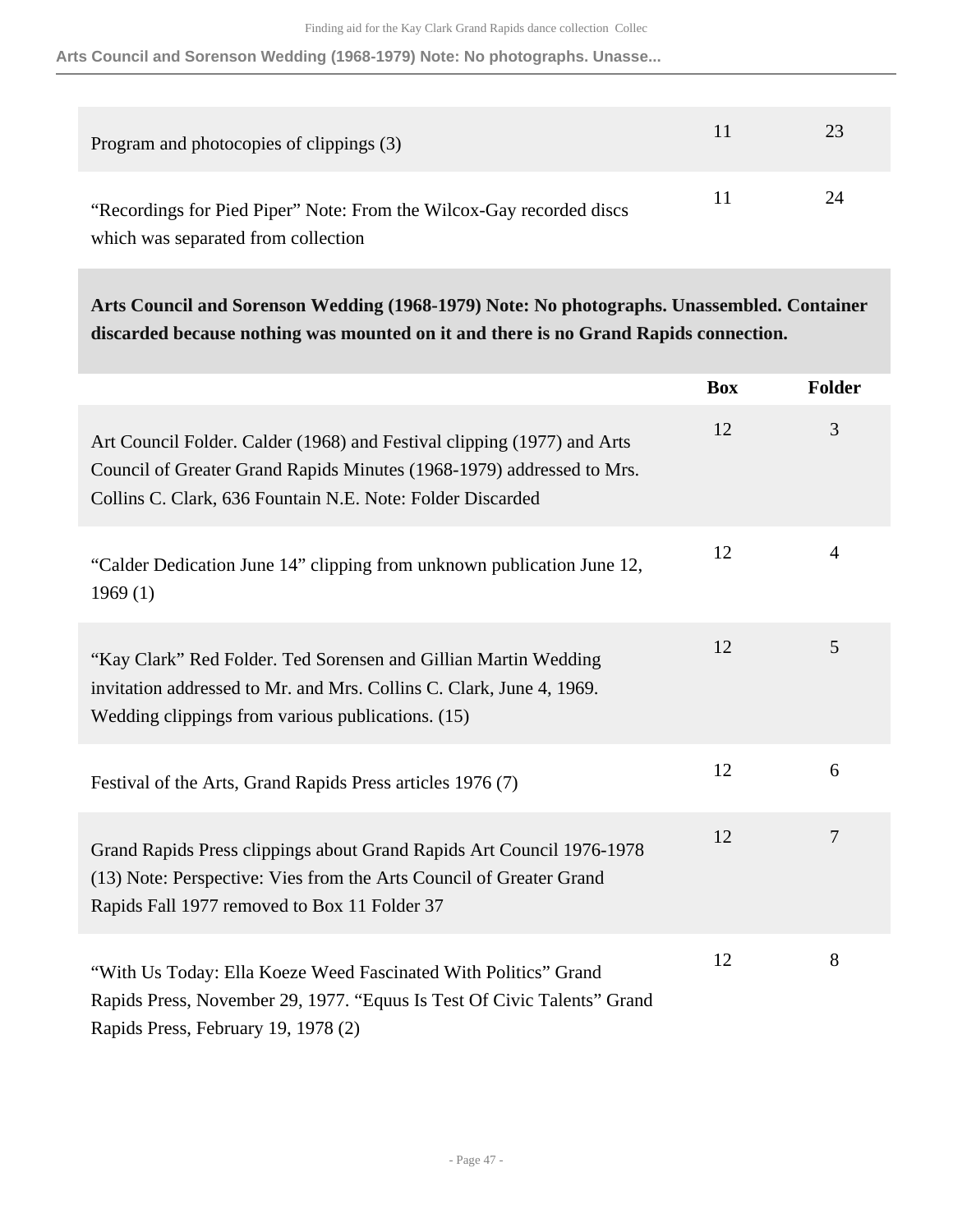| | | |
|---|---|---|
| Program and photocopies of clippings (3) | 11 | 23 |
| "Recordings for Pied Piper" Note: From the Wilcox-Gay recorded discs which was separated from collection | 11 | 24 |

**Arts Council and Sorenson Wedding (1968-1979) Note: No photographs. Unassembled. Container discarded because nothing was mounted on it and there is no Grand Rapids connection.**

| | Box | Folder |
|---|---|---|
| Art Council Folder. Calder (1968) and Festival clipping (1977) and Arts Council of Greater Grand Rapids Minutes (1968-1979) addressed to Mrs. Collins C. Clark, 636 Fountain N.E. Note: Folder Discarded | 12 | 3 |
| "Calder Dedication June 14" clipping from unknown publication June 12, 1969 (1) | 12 | 4 |
| "Kay Clark" Red Folder. Ted Sorensen and Gillian Martin Wedding invitation addressed to Mr. and Mrs. Collins C. Clark, June 4, 1969. Wedding clippings from various publications. (15) | 12 | 5 |
| Festival of the Arts, Grand Rapids Press articles 1976 (7) | 12 | 6 |
| Grand Rapids Press clippings about Grand Rapids Art Council 1976-1978 (13) Note: Perspective: Vies from the Arts Council of Greater Grand Rapids Fall 1977 removed to Box 11 Folder 37 | 12 | 7 |
| "With Us Today: Ella Koeze Weed Fascinated With Politics" Grand Rapids Press, November 29, 1977. "Equus Is Test Of Civic Talents" Grand Rapids Press, February 19, 1978 (2) | 12 | 8 |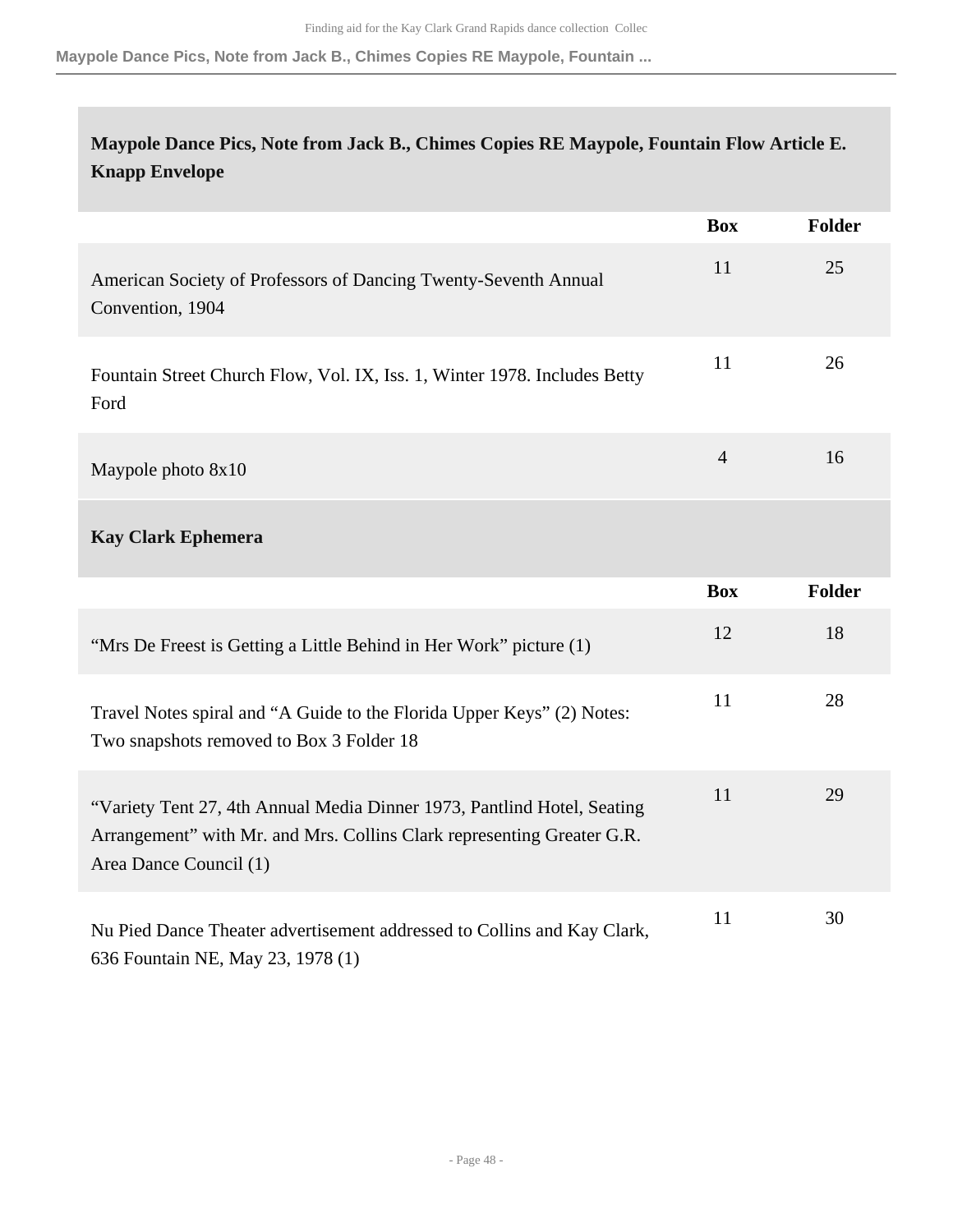### Maypole Dance Pics, Note from Jack B., Chimes Copies RE Maypole, Fountain Flow Article E. Knapp Envelope

| | Box | Folder |
|---|---|---|
| American Society of Professors of Dancing Twenty-Seventh Annual Convention, 1904 | 11 | 25 |
| Fountain Street Church Flow, Vol. IX, Iss. 1, Winter 1978. Includes Betty Ford | 11 | 26 |
| Maypole photo 8x10 | 4 | 16 |

### Kay Clark Ephemera

| | Box | Folder |
|---|---|---|
| “Mrs De Freest is Getting a Little Behind in Her Work” picture (1) | 12 | 18 |
| Travel Notes spiral and “A Guide to the Florida Upper Keys” (2) Notes: Two snapshots removed to Box 3 Folder 18 | 11 | 28 |
| “Variety Tent 27, 4th Annual Media Dinner 1973, Pantlind Hotel, Seating Arrangement” with Mr. and Mrs. Collins Clark representing Greater G.R. Area Dance Council (1) | 11 | 29 |
| Nu Pied Dance Theater advertisement addressed to Collins and Kay Clark, 636 Fountain NE, May 23, 1978 (1) | 11 | 30 |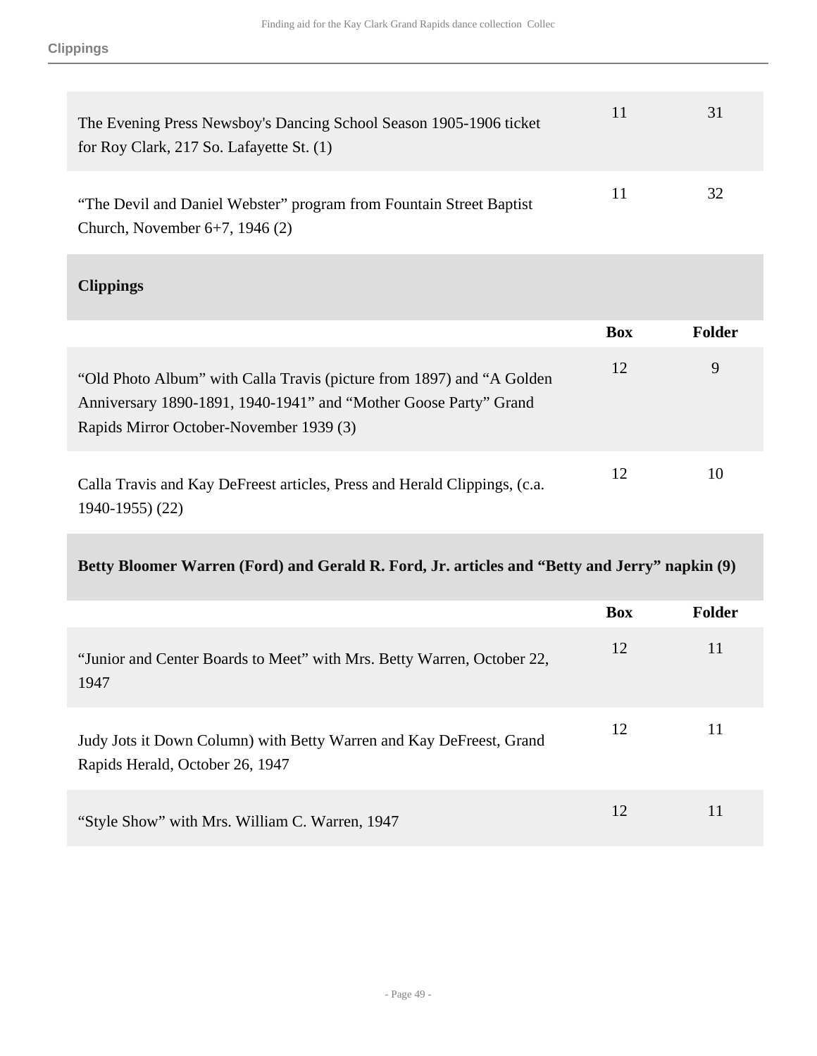| | Box | Folder |
|---|---|---|
| The Evening Press Newsboy's Dancing School Season 1905-1906 ticket for Roy Clark, 217 So. Lafayette St. (1) | 11 | 31 |
| "The Devil and Daniel Webster" program from Fountain Street Baptist Church, November 6+7, 1946 (2) | 11 | 32 |

### Clippings

| | Box | Folder |
|---|---|---|
| "Old Photo Album" with Calla Travis (picture from 1897) and "A Golden Anniversary 1890-1891, 1940-1941" and "Mother Goose Party" Grand Rapids Mirror October-November 1939 (3) | 12 | 9 |
| Calla Travis and Kay DeFreest articles, Press and Herald Clippings, (c.a. 1940-1955) (22) | 12 | 10 |

### Betty Bloomer Warren (Ford) and Gerald R. Ford, Jr. articles and "Betty and Jerry" napkin (9)

| | Box | Folder |
|---|---|---|
| "Junior and Center Boards to Meet" with Mrs. Betty Warren, October 22, 1947 | 12 | 11 |
| Judy Jots it Down Column) with Betty Warren and Kay DeFreest, Grand Rapids Herald, October 26, 1947 | 12 | 11 |
| "Style Show" with Mrs. William C. Warren, 1947 | 12 | 11 |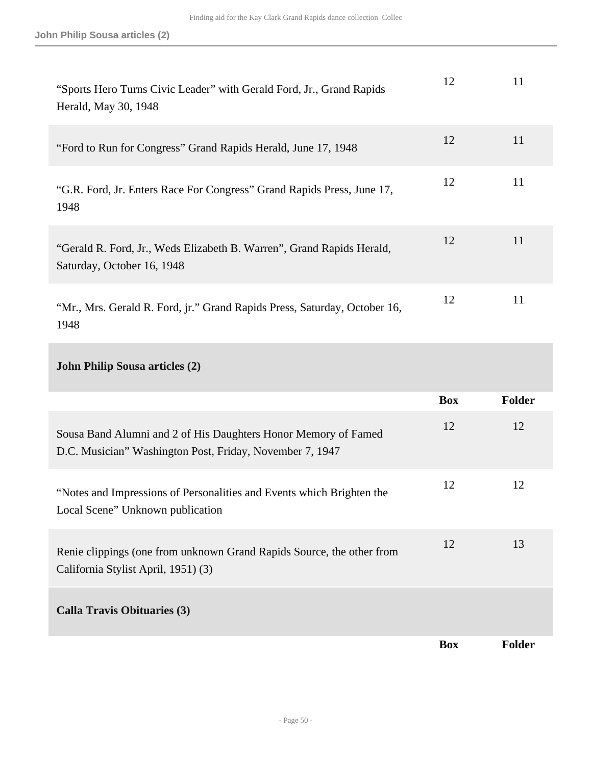| | Box | Folder |
|---|---|---|
| “Sports Hero Turns Civic Leader” with Gerald Ford, Jr., Grand Rapids Herald, May 30, 1948 | 12 | 11 |
| “Ford to Run for Congress” Grand Rapids Herald, June 17, 1948 | 12 | 11 |
| “G.R. Ford, Jr. Enters Race For Congress” Grand Rapids Press, June 17, 1948 | 12 | 11 |
| “Gerald R. Ford, Jr., Weds Elizabeth B. Warren”, Grand Rapids Herald, Saturday, October 16, 1948 | 12 | 11 |
| “Mr., Mrs. Gerald R. Ford, jr.” Grand Rapids Press, Saturday, October 16, 1948 | 12 | 11 |

**John Philip Sousa articles (2)**

| | Box | Folder |
|---|---|---|
| Sousa Band Alumni and 2 of His Daughters Honor Memory of Famed D.C. Musician” Washington Post, Friday, November 7, 1947 | 12 | 12 |
| “Notes and Impressions of Personalities and Events which Brighten the Local Scene” Unknown publication | 12 | 12 |
| Renie clippings (one from unknown Grand Rapids Source, the other from California Stylist April, 1951) (3) | 12 | 13 |

**Calla Travis Obituaries (3)**

| | Box | Folder |
|---|---|---|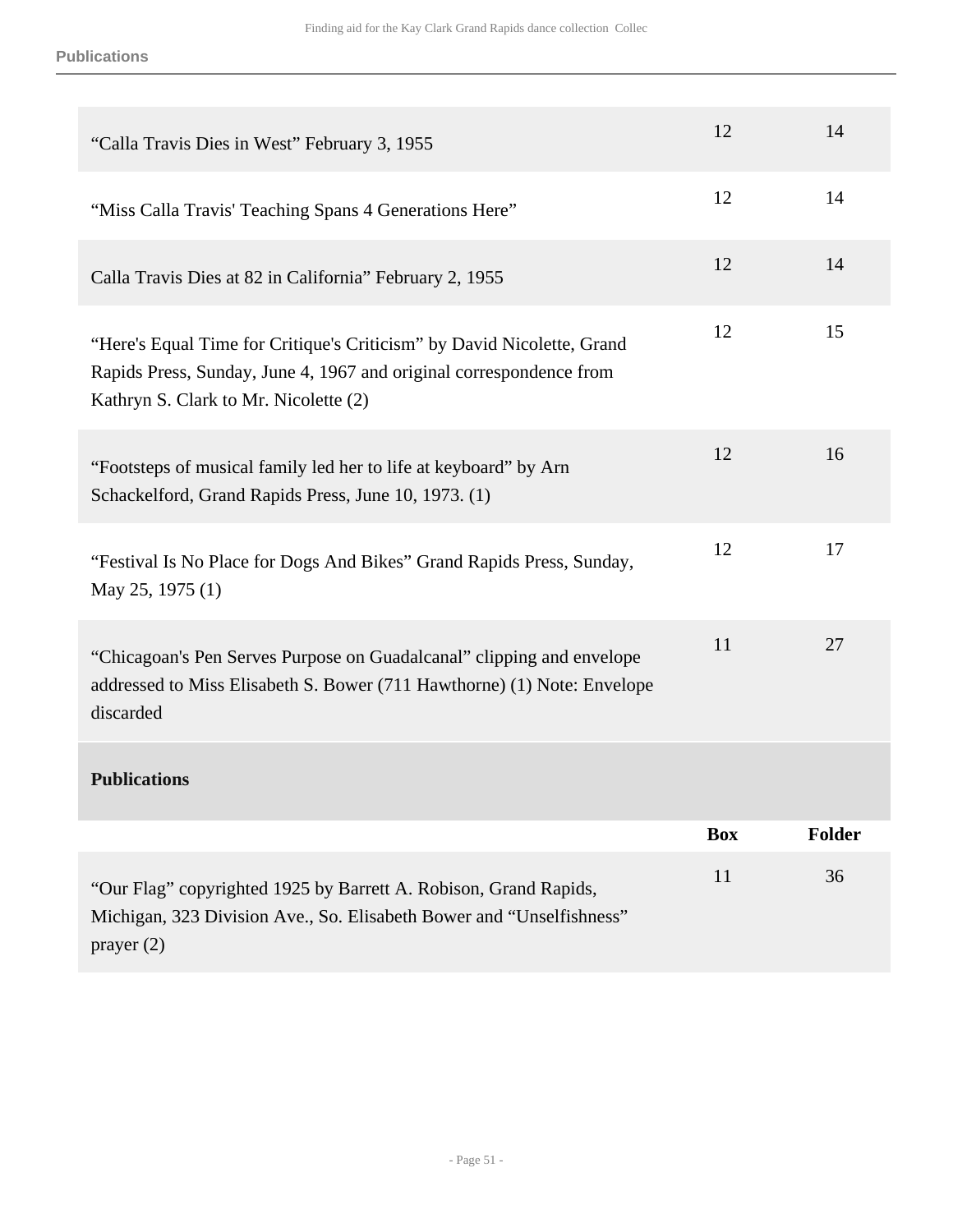| | Box | Folder |
|---|---|---|
| “Calla Travis Dies in West” February 3, 1955 | 12 | 14 |
| “Miss Calla Travis' Teaching Spans 4 Generations Here” | 12 | 14 |
| Calla Travis Dies at 82 in California” February 2, 1955 | 12 | 14 |
| “Here's Equal Time for Critique's Criticism” by David Nicolette, Grand Rapids Press, Sunday, June 4, 1967 and original correspondence from Kathryn S. Clark to Mr. Nicolette (2) | 12 | 15 |
| “Footsteps of musical family led her to life at keyboard” by Arn Schackelford, Grand Rapids Press, June 10, 1973. (1) | 12 | 16 |
| “Festival Is No Place for Dogs And Bikes” Grand Rapids Press, Sunday, May 25, 1975 (1) | 12 | 17 |
| “Chicagoan's Pen Serves Purpose on Guadalcanal” clipping and envelope addressed to Miss Elisabeth S. Bower (711 Hawthorne) (1) Note: Envelope discarded | 11 | 27 |

**Publications**

| | Box | Folder |
|---|---|---|
| “Our Flag” copyrighted 1925 by Barrett A. Robison, Grand Rapids, Michigan, 323 Division Ave., So. Elisabeth Bower and “Unselfishness” prayer (2) | 11 | 36 |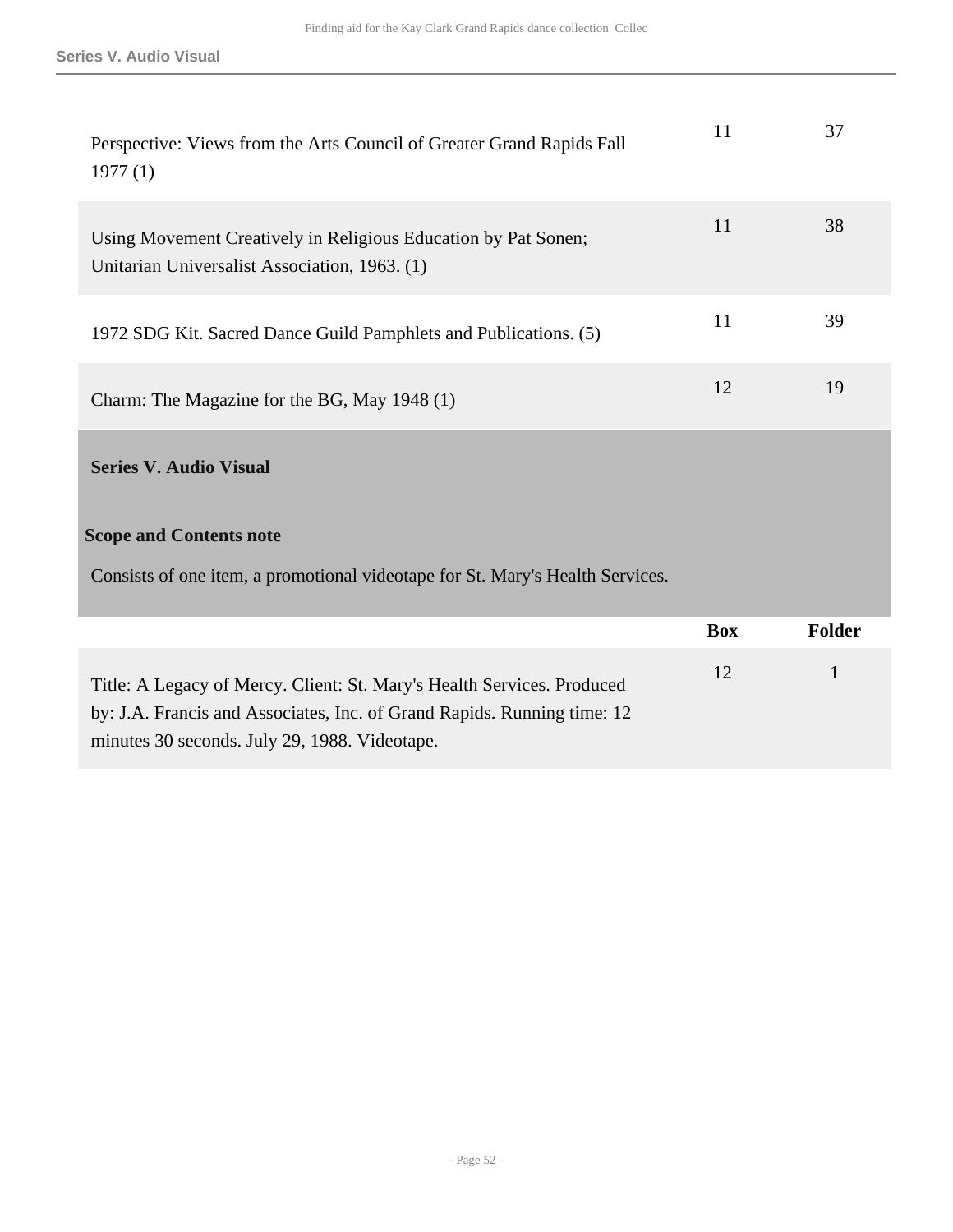| | Box | Folder |
| --- | --- | --- |
| Perspective: Views from the Arts Council of Greater Grand Rapids Fall 1977 (1) | 11 | 37 |
| Using Movement Creatively in Religious Education by Pat Sonen; Unitarian Universalist Association, 1963. (1) | 11 | 38 |
| 1972 SDG Kit. Sacred Dance Guild Pamphlets and Publications. (5) | 11 | 39 |
| Charm: The Magazine for the BG, May 1948 (1) | 12 | 19 |

## Series V. Audio Visual

### Scope and Contents note

Consists of one item, a promotional videotape for St. Mary's Health Services.

| | Box | Folder |
| --- | --- | --- |
| Title: A Legacy of Mercy. Client: St. Mary's Health Services. Produced by: J.A. Francis and Associates, Inc. of Grand Rapids. Running time: 12 minutes 30 seconds. July 29, 1988. Videotape. | 12 | 1 |